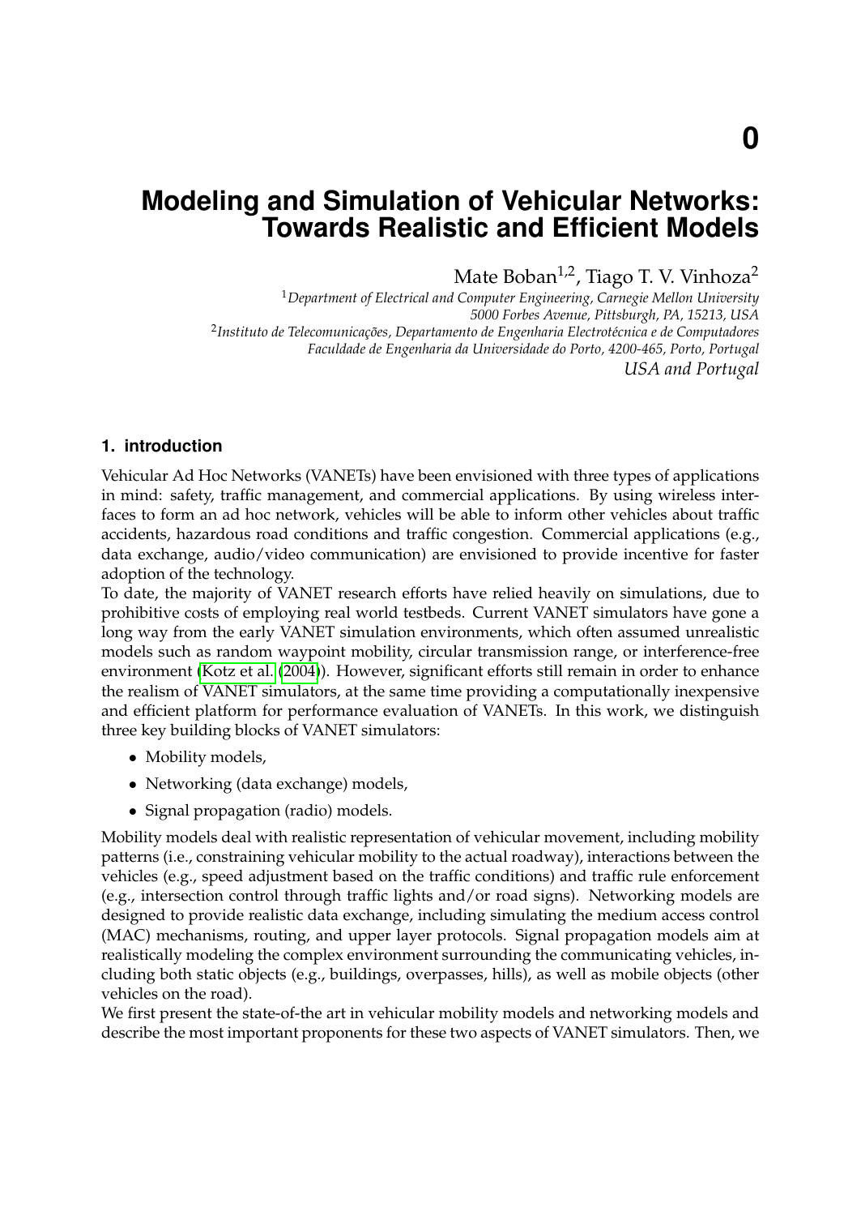# Modeling and Simulation of Vehicular Networks: Towards Realistic and Efficient Models

Mate Boban[1,2], Tiago T. V. Vinhoza[2]

[1] *Department of Electrical and Computer Engineering, Carnegie Mellon University*
*5000 Forbes Avenue, Pittsburgh, PA, 15213, USA*
[2] *Instituto de Telecomunicações, Departamento de Engenharia Electrotécnica e de Computadores*
*Faculdade de Engenharia da Universidade do Porto, 4200-465, Porto, Portugal*
*USA and Portugal*

## 1. introduction

Vehicular Ad Hoc Networks (VANETs) have been envisioned with three types of applications in mind: safety, traffic management, and commercial applications. By using wireless interfaces to form an ad hoc network, vehicles will be able to inform other vehicles about traffic accidents, hazardous road conditions and traffic congestion. Commercial applications (e.g., data exchange, audio/video communication) are envisioned to provide incentive for faster adoption of the technology.

To date, the majority of VANET research efforts have relied heavily on simulations, due to prohibitive costs of employing real world testbeds. Current VANET simulators have gone a long way from the early VANET simulation environments, which often assumed unrealistic models such as random waypoint mobility, circular transmission range, or interference-free environment (Kotz et al. (2004)). However, significant efforts still remain in order to enhance the realism of VANET simulators, at the same time providing a computationally inexpensive and efficient platform for performance evaluation of VANETs. In this work, we distinguish three key building blocks of VANET simulators:

- Mobility models,
- Networking (data exchange) models,
- Signal propagation (radio) models.

Mobility models deal with realistic representation of vehicular movement, including mobility patterns (i.e., constraining vehicular mobility to the actual roadway), interactions between the vehicles (e.g., speed adjustment based on the traffic conditions) and traffic rule enforcement (e.g., intersection control through traffic lights and/or road signs). Networking models are designed to provide realistic data exchange, including simulating the medium access control (MAC) mechanisms, routing, and upper layer protocols. Signal propagation models aim at realistically modeling the complex environment surrounding the communicating vehicles, including both static objects (e.g., buildings, overpasses, hills), as well as mobile objects (other vehicles on the road).

We first present the state-of-the art in vehicular mobility models and networking models and describe the most important proponents for these two aspects of VANET simulators. Then, we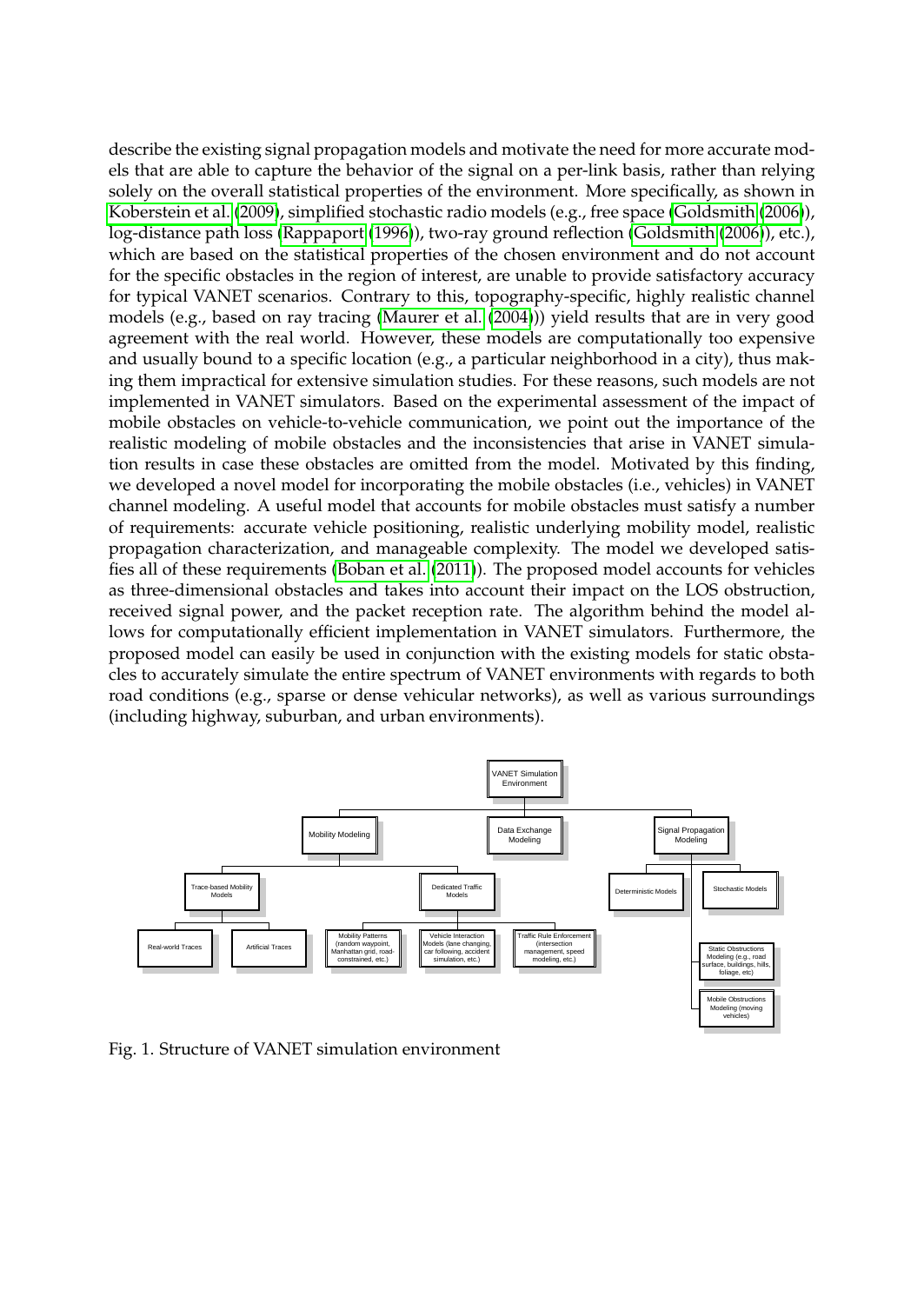describe the existing signal propagation models and motivate the need for more accurate models that are able to capture the behavior of the signal on a per-link basis, rather than relying solely on the overall statistical properties of the environment. More specifically, as shown in Koberstein et al. (2009), simplified stochastic radio models (e.g., free space (Goldsmith (2006)), log-distance path loss (Rappaport (1996)), two-ray ground reflection (Goldsmith (2006)), etc.), which are based on the statistical properties of the chosen environment and do not account for the specific obstacles in the region of interest, are unable to provide satisfactory accuracy for typical VANET scenarios. Contrary to this, topography-specific, highly realistic channel models (e.g., based on ray tracing (Maurer et al. (2004))) yield results that are in very good agreement with the real world. However, these models are computationally too expensive and usually bound to a specific location (e.g., a particular neighborhood in a city), thus making them impractical for extensive simulation studies. For these reasons, such models are not implemented in VANET simulators. Based on the experimental assessment of the impact of mobile obstacles on vehicle-to-vehicle communication, we point out the importance of the realistic modeling of mobile obstacles and the inconsistencies that arise in VANET simulation results in case these obstacles are omitted from the model. Motivated by this finding, we developed a novel model for incorporating the mobile obstacles (i.e., vehicles) in VANET channel modeling. A useful model that accounts for mobile obstacles must satisfy a number of requirements: accurate vehicle positioning, realistic underlying mobility model, realistic propagation characterization, and manageable complexity. The model we developed satisfies all of these requirements (Boban et al. (2011)). The proposed model accounts for vehicles as three-dimensional obstacles and takes into account their impact on the LOS obstruction, received signal power, and the packet reception rate. The algorithm behind the model allows for computationally efficient implementation in VANET simulators. Furthermore, the proposed model can easily be used in conjunction with the existing models for static obstacles to accurately simulate the entire spectrum of VANET environments with regards to both road conditions (e.g., sparse or dense vehicular networks), as well as various surroundings (including highway, suburban, and urban environments).

- VANET Simulation Environment
  - Mobility Modeling
    - Trace-based Mobility Models
      - Real-world Traces
      - Artificial Traces
    - Dedicated Traffic Models
      - Mobility Patterns (random waypoint, Manhattan grid, road-constrained, etc.)
      - Vehicle Interaction Models (lane changing, car following, accident simulation, etc.)
      - Traffic Rule Enforcement (intersection management, speed modeling, etc.)
  - Data Exchange Modeling
  - Signal Propagation Modeling
    - Deterministic Models
    - Stochastic Models
    - Static Obstructions Modeling (e.g., road surface, buildings, hills, foliage, etc)
    - Mobile Obstructions Modeling (moving vehicles)

Fig. 1. Structure of VANET simulation environment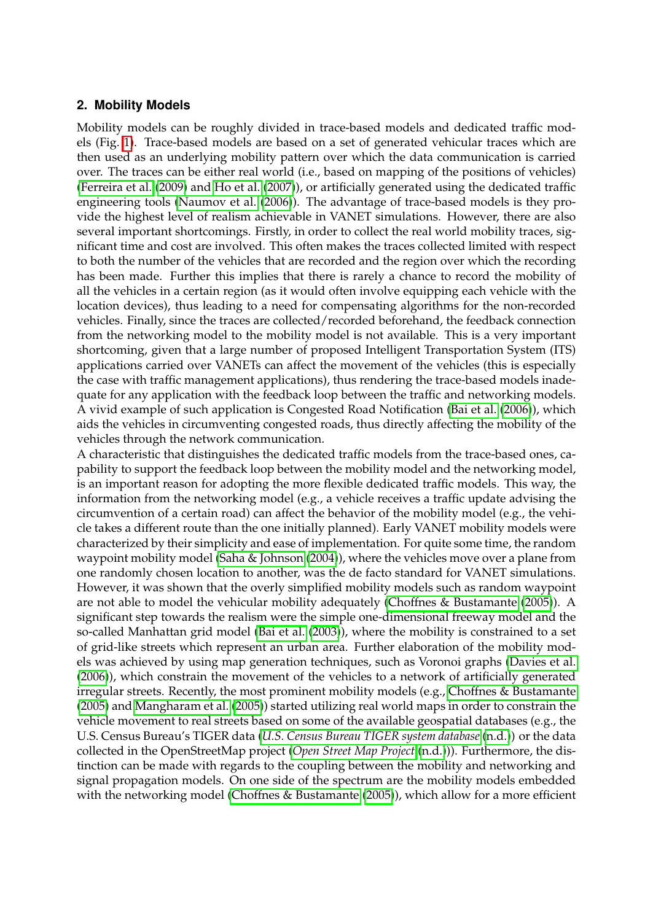## 2. Mobility Models

Mobility models can be roughly divided in trace-based models and dedicated traffic models (Fig. 1). Trace-based models are based on a set of generated vehicular traces which are then used as an underlying mobility pattern over which the data communication is carried over. The traces can be either real world (i.e., based on mapping of the positions of vehicles) (Ferreira et al. (2009) and Ho et al. (2007)), or artificially generated using the dedicated traffic engineering tools (Naumov et al. (2006)). The advantage of trace-based models is they provide the highest level of realism achievable in VANET simulations. However, there are also several important shortcomings. Firstly, in order to collect the real world mobility traces, significant time and cost are involved. This often makes the traces collected limited with respect to both the number of the vehicles that are recorded and the region over which the recording has been made. Further this implies that there is rarely a chance to record the mobility of all the vehicles in a certain region (as it would often involve equipping each vehicle with the location devices), thus leading to a need for compensating algorithms for the non-recorded vehicles. Finally, since the traces are collected/recorded beforehand, the feedback connection from the networking model to the mobility model is not available. This is a very important shortcoming, given that a large number of proposed Intelligent Transportation System (ITS) applications carried over VANETs can affect the movement of the vehicles (this is especially the case with traffic management applications), thus rendering the trace-based models inadequate for any application with the feedback loop between the traffic and networking models. A vivid example of such application is Congested Road Notification (Bai et al. (2006)), which aids the vehicles in circumventing congested roads, thus directly affecting the mobility of the vehicles through the network communication.

A characteristic that distinguishes the dedicated traffic models from the trace-based ones, capability to support the feedback loop between the mobility model and the networking model, is an important reason for adopting the more flexible dedicated traffic models. This way, the information from the networking model (e.g., a vehicle receives a traffic update advising the circumvention of a certain road) can affect the behavior of the mobility model (e.g., the vehicle takes a different route than the one initially planned). Early VANET mobility models were characterized by their simplicity and ease of implementation. For quite some time, the random waypoint mobility model (Saha & Johnson (2004)), where the vehicles move over a plane from one randomly chosen location to another, was the de facto standard for VANET simulations. However, it was shown that the overly simplified mobility models such as random waypoint are not able to model the vehicular mobility adequately (Choffnes & Bustamante (2005)). A significant step towards the realism were the simple one-dimensional freeway model and the so-called Manhattan grid model (Bai et al. (2003)), where the mobility is constrained to a set of grid-like streets which represent an urban area. Further elaboration of the mobility models was achieved by using map generation techniques, such as Voronoi graphs (Davies et al. (2006)), which constrain the movement of the vehicles to a network of artificially generated irregular streets. Recently, the most prominent mobility models (e.g., Choffnes & Bustamante (2005) and Mangharam et al. (2005)) started utilizing real world maps in order to constrain the vehicle movement to real streets based on some of the available geospatial databases (e.g., the U.S. Census Bureau's TIGER data (*U.S. Census Bureau TIGER system database* (n.d.)) or the data collected in the OpenStreetMap project (*Open Street Map Project* (n.d.))). Furthermore, the distinction can be made with regards to the coupling between the mobility and networking and signal propagation models. On one side of the spectrum are the mobility models embedded with the networking model (Choffnes & Bustamante (2005)), which allow for a more efficient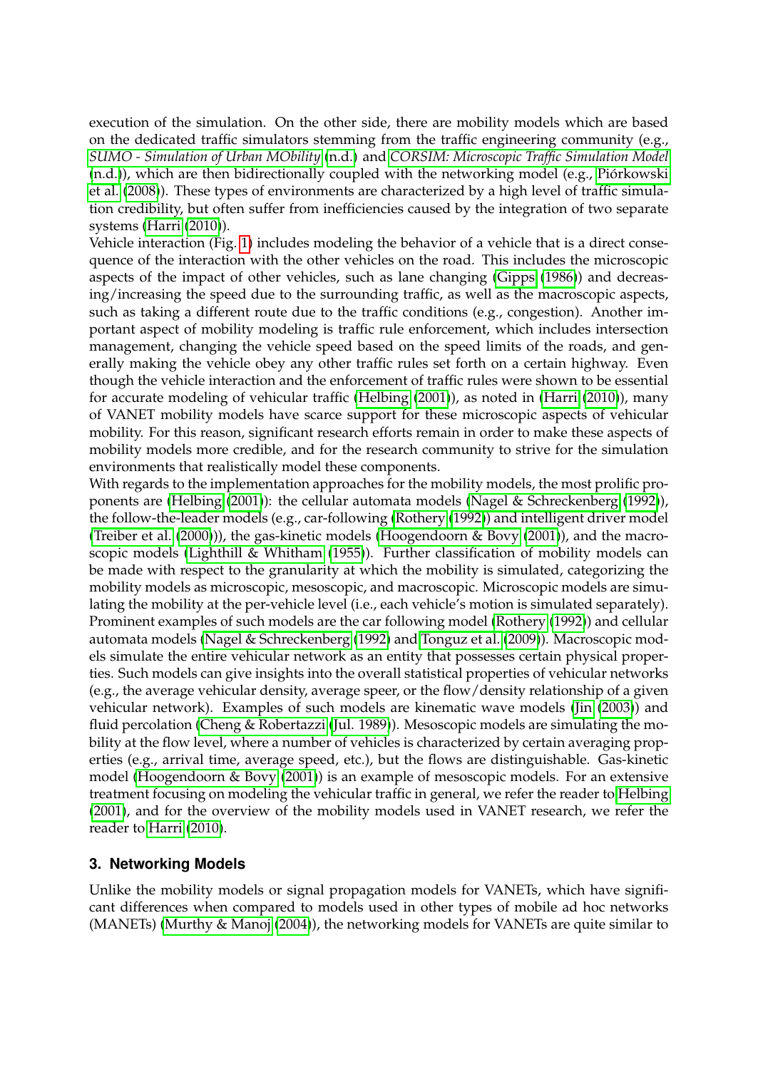execution of the simulation. On the other side, there are mobility models which are based on the dedicated traffic simulators stemming from the traffic engineering community (e.g., *SUMO - Simulation of Urban MObility* (n.d.) and *CORSIM: Microscopic Traffic Simulation Model* (n.d.)), which are then bidirectionally coupled with the networking model (e.g., Piórkowski et al. (2008)). These types of environments are characterized by a high level of traffic simulation credibility, but often suffer from inefficiencies caused by the integration of two separate systems (Harri (2010)).

Vehicle interaction (Fig. 1) includes modeling the behavior of a vehicle that is a direct consequence of the interaction with the other vehicles on the road. This includes the microscopic aspects of the impact of other vehicles, such as lane changing (Gipps (1986)) and decreasing/increasing the speed due to the surrounding traffic, as well as the macroscopic aspects, such as taking a different route due to the traffic conditions (e.g., congestion). Another important aspect of mobility modeling is traffic rule enforcement, which includes intersection management, changing the vehicle speed based on the speed limits of the roads, and generally making the vehicle obey any other traffic rules set forth on a certain highway. Even though the vehicle interaction and the enforcement of traffic rules were shown to be essential for accurate modeling of vehicular traffic (Helbing (2001)), as noted in (Harri (2010)), many of VANET mobility models have scarce support for these microscopic aspects of vehicular mobility. For this reason, significant research efforts remain in order to make these aspects of mobility models more credible, and for the research community to strive for the simulation environments that realistically model these components.

With regards to the implementation approaches for the mobility models, the most prolific proponents are (Helbing (2001)): the cellular automata models (Nagel & Schreckenberg (1992)), the follow-the-leader models (e.g., car-following (Rothery (1992)) and intelligent driver model (Treiber et al. (2000))), the gas-kinetic models (Hoogendoorn & Bovy (2001)), and the macroscopic models (Lighthill & Whitham (1955)). Further classification of mobility models can be made with respect to the granularity at which the mobility is simulated, categorizing the mobility models as microscopic, mesoscopic, and macroscopic. Microscopic models are simulating the mobility at the per-vehicle level (i.e., each vehicle's motion is simulated separately). Prominent examples of such models are the car following model (Rothery (1992)) and cellular automata models (Nagel & Schreckenberg (1992) and Tonguz et al. (2009)). Macroscopic models simulate the entire vehicular network as an entity that possesses certain physical properties. Such models can give insights into the overall statistical properties of vehicular networks (e.g., the average vehicular density, average speer, or the flow/density relationship of a given vehicular network). Examples of such models are kinematic wave models (Jin (2003)) and fluid percolation (Cheng & Robertazzi (Jul. 1989)). Mesoscopic models are simulating the mobility at the flow level, where a number of vehicles is characterized by certain averaging properties (e.g., arrival time, average speed, etc.), but the flows are distinguishable. Gas-kinetic model (Hoogendoorn & Bovy (2001)) is an example of mesoscopic models. For an extensive treatment focusing on modeling the vehicular traffic in general, we refer the reader to Helbing (2001), and for the overview of the mobility models used in VANET research, we refer the reader to Harri (2010).

## 3. Networking Models

Unlike the mobility models or signal propagation models for VANETs, which have significant differences when compared to models used in other types of mobile ad hoc networks (MANETs) (Murthy & Manoj (2004)), the networking models for VANETs are quite similar to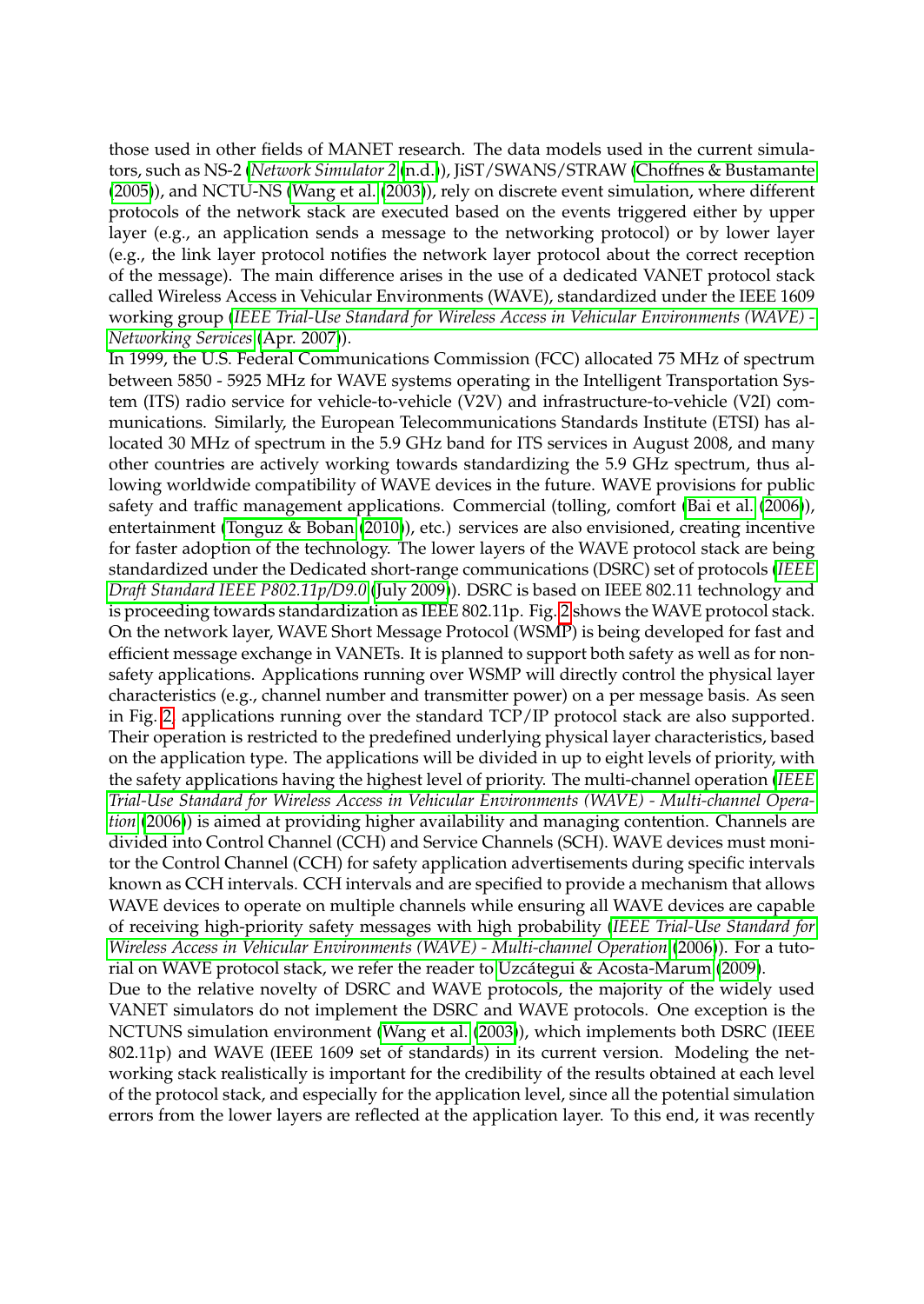those used in other fields of MANET research. The data models used in the current simulators, such as NS-2 (*Network Simulator 2* (n.d.)), JiST/SWANS/STRAW (Choffnes & Bustamante (2005)), and NCTU-NS (Wang et al. (2003)), rely on discrete event simulation, where different protocols of the network stack are executed based on the events triggered either by upper layer (e.g., an application sends a message to the networking protocol) or by lower layer (e.g., the link layer protocol notifies the network layer protocol about the correct reception of the message). The main difference arises in the use of a dedicated VANET protocol stack called Wireless Access in Vehicular Environments (WAVE), standardized under the IEEE 1609 working group (*IEEE Trial-Use Standard for Wireless Access in Vehicular Environments (WAVE) - Networking Services* (Apr. 2007)).

In 1999, the U.S. Federal Communications Commission (FCC) allocated 75 MHz of spectrum between 5850 - 5925 MHz for WAVE systems operating in the Intelligent Transportation System (ITS) radio service for vehicle-to-vehicle (V2V) and infrastructure-to-vehicle (V2I) communications. Similarly, the European Telecommunications Standards Institute (ETSI) has allocated 30 MHz of spectrum in the 5.9 GHz band for ITS services in August 2008, and many other countries are actively working towards standardizing the 5.9 GHz spectrum, thus allowing worldwide compatibility of WAVE devices in the future. WAVE provisions for public safety and traffic management applications. Commercial (tolling, comfort (Bai et al. (2006)), entertainment (Tonguz & Boban (2010)), etc.) services are also envisioned, creating incentive for faster adoption of the technology. The lower layers of the WAVE protocol stack are being standardized under the Dedicated short-range communications (DSRC) set of protocols (*IEEE Draft Standard IEEE P802.11p/D9.0* (July 2009)). DSRC is based on IEEE 802.11 technology and is proceeding towards standardization as IEEE 802.11p. Fig. 2 shows the WAVE protocol stack. On the network layer, WAVE Short Message Protocol (WSMP) is being developed for fast and efficient message exchange in VANETs. It is planned to support both safety as well as for non-safety applications. Applications running over WSMP will directly control the physical layer characteristics (e.g., channel number and transmitter power) on a per message basis. As seen in Fig. 2, applications running over the standard TCP/IP protocol stack are also supported. Their operation is restricted to the predefined underlying physical layer characteristics, based on the application type. The applications will be divided in up to eight levels of priority, with the safety applications having the highest level of priority. The multi-channel operation (*IEEE Trial-Use Standard for Wireless Access in Vehicular Environments (WAVE) - Multi-channel Operation* (2006)) is aimed at providing higher availability and managing contention. Channels are divided into Control Channel (CCH) and Service Channels (SCH). WAVE devices must monitor the Control Channel (CCH) for safety application advertisements during specific intervals known as CCH intervals. CCH intervals and are specified to provide a mechanism that allows WAVE devices to operate on multiple channels while ensuring all WAVE devices are capable of receiving high-priority safety messages with high probability (*IEEE Trial-Use Standard for Wireless Access in Vehicular Environments (WAVE) - Multi-channel Operation* (2006)). For a tutorial on WAVE protocol stack, we refer the reader to Uzcátegui & Acosta-Marum (2009).

Due to the relative novelty of DSRC and WAVE protocols, the majority of the widely used VANET simulators do not implement the DSRC and WAVE protocols. One exception is the NCTUNS simulation environment (Wang et al. (2003)), which implements both DSRC (IEEE 802.11p) and WAVE (IEEE 1609 set of standards) in its current version. Modeling the networking stack realistically is important for the credibility of the results obtained at each level of the protocol stack, and especially for the application level, since all the potential simulation errors from the lower layers are reflected at the application layer. To this end, it was recently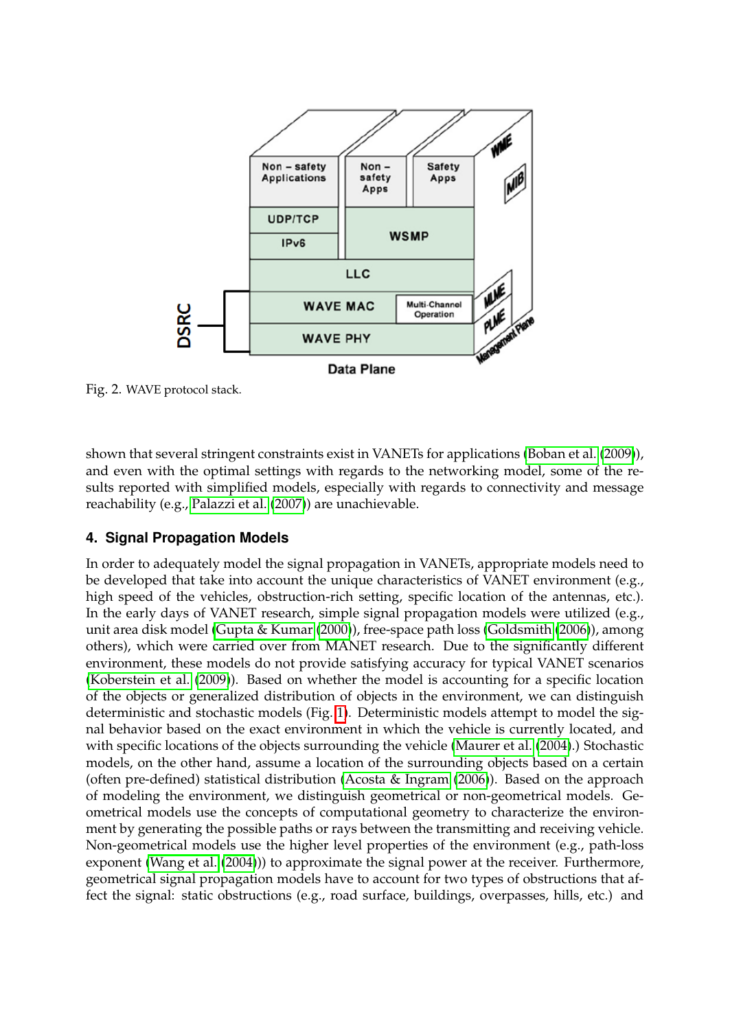Fig. 2. WAVE protocol stack.

shown that several stringent constraints exist in VANETs for applications (Boban et al. (2009)), and even with the optimal settings with regards to the networking model, some of the results reported with simplified models, especially with regards to connectivity and message reachability (e.g., Palazzi et al. (2007)) are unachievable.

## 4. Signal Propagation Models

In order to adequately model the signal propagation in VANETs, appropriate models need to be developed that take into account the unique characteristics of VANET environment (e.g., high speed of the vehicles, obstruction-rich setting, specific location of the antennas, etc.). In the early days of VANET research, simple signal propagation models were utilized (e.g., unit area disk model (Gupta & Kumar (2000)), free-space path loss (Goldsmith (2006)), among others), which were carried over from MANET research. Due to the significantly different environment, these models do not provide satisfying accuracy for typical VANET scenarios (Koberstein et al. (2009)). Based on whether the model is accounting for a specific location of the objects or generalized distribution of objects in the environment, we can distinguish deterministic and stochastic models (Fig. 1). Deterministic models attempt to model the signal behavior based on the exact environment in which the vehicle is currently located, and with specific locations of the objects surrounding the vehicle (Maurer et al. (2004).) Stochastic models, on the other hand, assume a location of the surrounding objects based on a certain (often pre-defined) statistical distribution (Acosta & Ingram (2006)). Based on the approach of modeling the environment, we distinguish geometrical or non-geometrical models. Geometrical models use the concepts of computational geometry to characterize the environment by generating the possible paths or rays between the transmitting and receiving vehicle. Non-geometrical models use the higher level properties of the environment (e.g., path-loss exponent (Wang et al. (2004))) to approximate the signal power at the receiver. Furthermore, geometrical signal propagation models have to account for two types of obstructions that affect the signal: static obstructions (e.g., road surface, buildings, overpasses, hills, etc.) and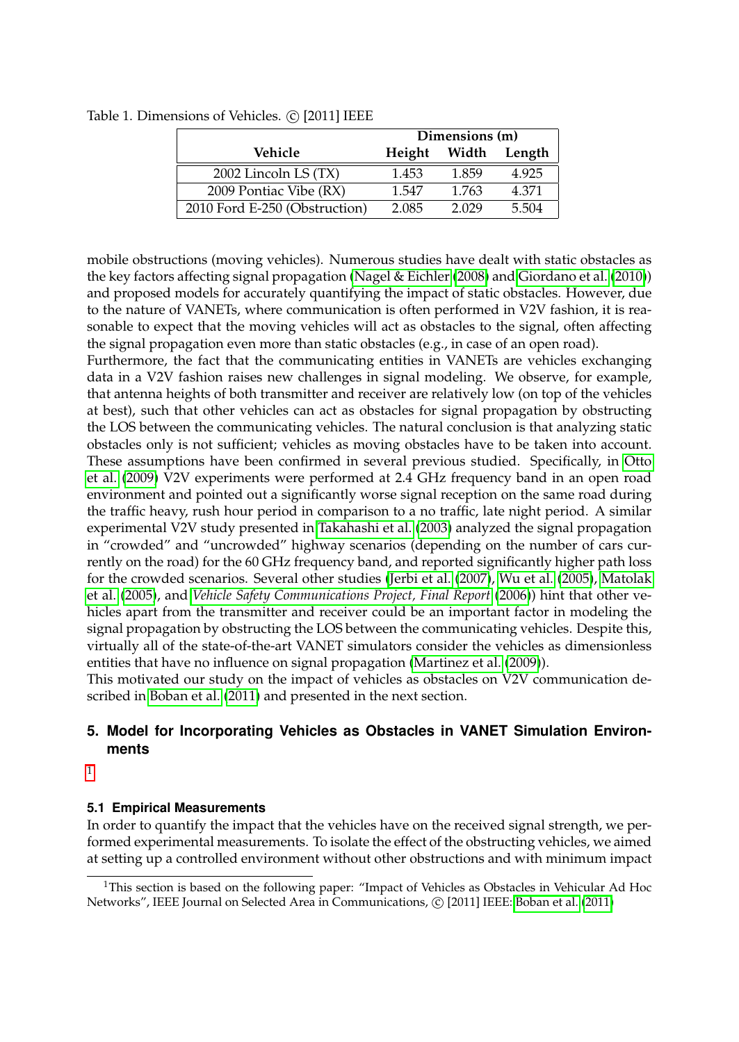Table 1. Dimensions of Vehicles. © [2011] IEEE

| Vehicle | Dimensions (m) Height | Width | Length |
|---|---|---|---|
| 2002 Lincoln LS (TX) | 1.453 | 1.859 | 4.925 |
| 2009 Pontiac Vibe (RX) | 1.547 | 1.763 | 4.371 |
| 2010 Ford E-250 (Obstruction) | 2.085 | 2.029 | 5.504 |

mobile obstructions (moving vehicles). Numerous studies have dealt with static obstacles as the key factors affecting signal propagation (Nagel & Eichler (2008) and Giordano et al. (2010)) and proposed models for accurately quantifying the impact of static obstacles. However, due to the nature of VANETs, where communication is often performed in V2V fashion, it is reasonable to expect that the moving vehicles will act as obstacles to the signal, often affecting the signal propagation even more than static obstacles (e.g., in case of an open road).

Furthermore, the fact that the communicating entities in VANETs are vehicles exchanging data in a V2V fashion raises new challenges in signal modeling. We observe, for example, that antenna heights of both transmitter and receiver are relatively low (on top of the vehicles at best), such that other vehicles can act as obstacles for signal propagation by obstructing the LOS between the communicating vehicles. The natural conclusion is that analyzing static obstacles only is not sufficient; vehicles as moving obstacles have to be taken into account. These assumptions have been confirmed in several previous studied. Specifically, in Otto et al. (2009) V2V experiments were performed at 2.4 GHz frequency band in an open road environment and pointed out a significantly worse signal reception on the same road during the traffic heavy, rush hour period in comparison to a no traffic, late night period. A similar experimental V2V study presented in Takahashi et al. (2003) analyzed the signal propagation in "crowded" and "uncrowded" highway scenarios (depending on the number of cars currently on the road) for the 60 GHz frequency band, and reported significantly higher path loss for the crowded scenarios. Several other studies (Jerbi et al. (2007), Wu et al. (2005), Matolak et al. (2005), and *Vehicle Safety Communications Project, Final Report* (2006)) hint that other vehicles apart from the transmitter and receiver could be an important factor in modeling the signal propagation by obstructing the LOS between the communicating vehicles. Despite this, virtually all of the state-of-the-art VANET simulators consider the vehicles as dimensionless entities that have no influence on signal propagation (Martinez et al. (2009)).

This motivated our study on the impact of vehicles as obstacles on V2V communication described in Boban et al. (2011) and presented in the next section.

## 5. Model for Incorporating Vehicles as Obstacles in VANET Simulation Environments

[1]

### 5.1 Empirical Measurements

In order to quantify the impact that the vehicles have on the received signal strength, we performed experimental measurements. To isolate the effect of the obstructing vehicles, we aimed at setting up a controlled environment without other obstructions and with minimum impact

[1]This section is based on the following paper: "Impact of Vehicles as Obstacles in Vehicular Ad Hoc Networks", IEEE Journal on Selected Area in Communications, © [2011] IEEE: Boban et al. (2011)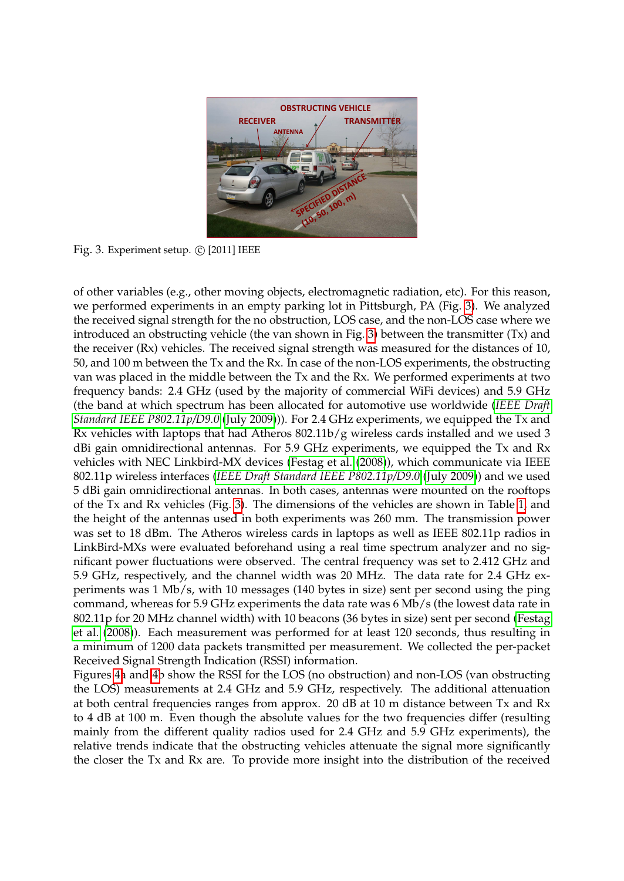Fig. 3. Experiment setup. © [2011] IEEE

of other variables (e.g., other moving objects, electromagnetic radiation, etc). For this reason, we performed experiments in an empty parking lot in Pittsburgh, PA (Fig. 3). We analyzed the received signal strength for the no obstruction, LOS case, and the non-LOS case where we introduced an obstructing vehicle (the van shown in Fig. 3) between the transmitter (Tx) and the receiver (Rx) vehicles. The received signal strength was measured for the distances of 10, 50, and 100 m between the Tx and the Rx. In case of the non-LOS experiments, the obstructing van was placed in the middle between the Tx and the Rx. We performed experiments at two frequency bands: 2.4 GHz (used by the majority of commercial WiFi devices) and 5.9 GHz (the band at which spectrum has been allocated for automotive use worldwide (*IEEE Draft Standard IEEE P802.11p/D9.0* (July 2009))). For 2.4 GHz experiments, we equipped the Tx and Rx vehicles with laptops that had Atheros 802.11b/g wireless cards installed and we used 3 dBi gain omnidirectional antennas. For 5.9 GHz experiments, we equipped the Tx and Rx vehicles with NEC Linkbird-MX devices (Festag et al. (2008)), which communicate via IEEE 802.11p wireless interfaces (*IEEE Draft Standard IEEE P802.11p/D9.0* (July 2009)) and we used 5 dBi gain omnidirectional antennas. In both cases, antennas were mounted on the rooftops of the Tx and Rx vehicles (Fig. 3). The dimensions of the vehicles are shown in Table 1, and the height of the antennas used in both experiments was 260 mm. The transmission power was set to 18 dBm. The Atheros wireless cards in laptops as well as IEEE 802.11p radios in LinkBird-MXs were evaluated beforehand using a real time spectrum analyzer and no significant power fluctuations were observed. The central frequency was set to 2.412 GHz and 5.9 GHz, respectively, and the channel width was 20 MHz. The data rate for 2.4 GHz experiments was 1 Mb/s, with 10 messages (140 bytes in size) sent per second using the ping command, whereas for 5.9 GHz experiments the data rate was 6 Mb/s (the lowest data rate in 802.11p for 20 MHz channel width) with 10 beacons (36 bytes in size) sent per second (Festag et al. (2008)). Each measurement was performed for at least 120 seconds, thus resulting in a minimum of 1200 data packets transmitted per measurement. We collected the per-packet Received Signal Strength Indication (RSSI) information.

Figures 4a and 4b show the RSSI for the LOS (no obstruction) and non-LOS (van obstructing the LOS) measurements at 2.4 GHz and 5.9 GHz, respectively. The additional attenuation at both central frequencies ranges from approx. 20 dB at 10 m distance between Tx and Rx to 4 dB at 100 m. Even though the absolute values for the two frequencies differ (resulting mainly from the different quality radios used for 2.4 GHz and 5.9 GHz experiments), the relative trends indicate that the obstructing vehicles attenuate the signal more significantly the closer the Tx and Rx are. To provide more insight into the distribution of the received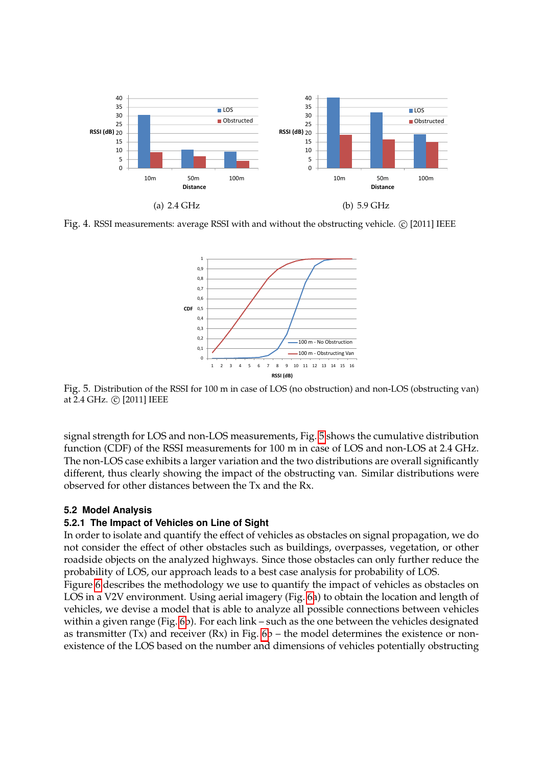(a) 2.4 GHz

(b) 5.9 GHz

Fig. 4. RSSI measurements: average RSSI with and without the obstructing vehicle. © [2011] IEEE

Fig. 5. Distribution of the RSSI for 100 m in case of LOS (no obstruction) and non-LOS (obstructing van) at 2.4 GHz. © [2011] IEEE

signal strength for LOS and non-LOS measurements, Fig. 5 shows the cumulative distribution function (CDF) of the RSSI measurements for 100 m in case of LOS and non-LOS at 2.4 GHz. The non-LOS case exhibits a larger variation and the two distributions are overall significantly different, thus clearly showing the impact of the obstructing van. Similar distributions were observed for other distances between the Tx and the Rx.

### 5.2 Model Analysis

#### 5.2.1 The Impact of Vehicles on Line of Sight

In order to isolate and quantify the effect of vehicles as obstacles on signal propagation, we do not consider the effect of other obstacles such as buildings, overpasses, vegetation, or other roadside objects on the analyzed highways. Since those obstacles can only further reduce the probability of LOS, our approach leads to a best case analysis for probability of LOS.

Figure 6 describes the methodology we use to quantify the impact of vehicles as obstacles on LOS in a V2V environment. Using aerial imagery (Fig. 6a) to obtain the location and length of vehicles, we devise a model that is able to analyze all possible connections between vehicles within a given range (Fig. 6b). For each link – such as the one between the vehicles designated as transmitter (Tx) and receiver (Rx) in Fig. 6b – the model determines the existence or non-existence of the LOS based on the number and dimensions of vehicles potentially obstructing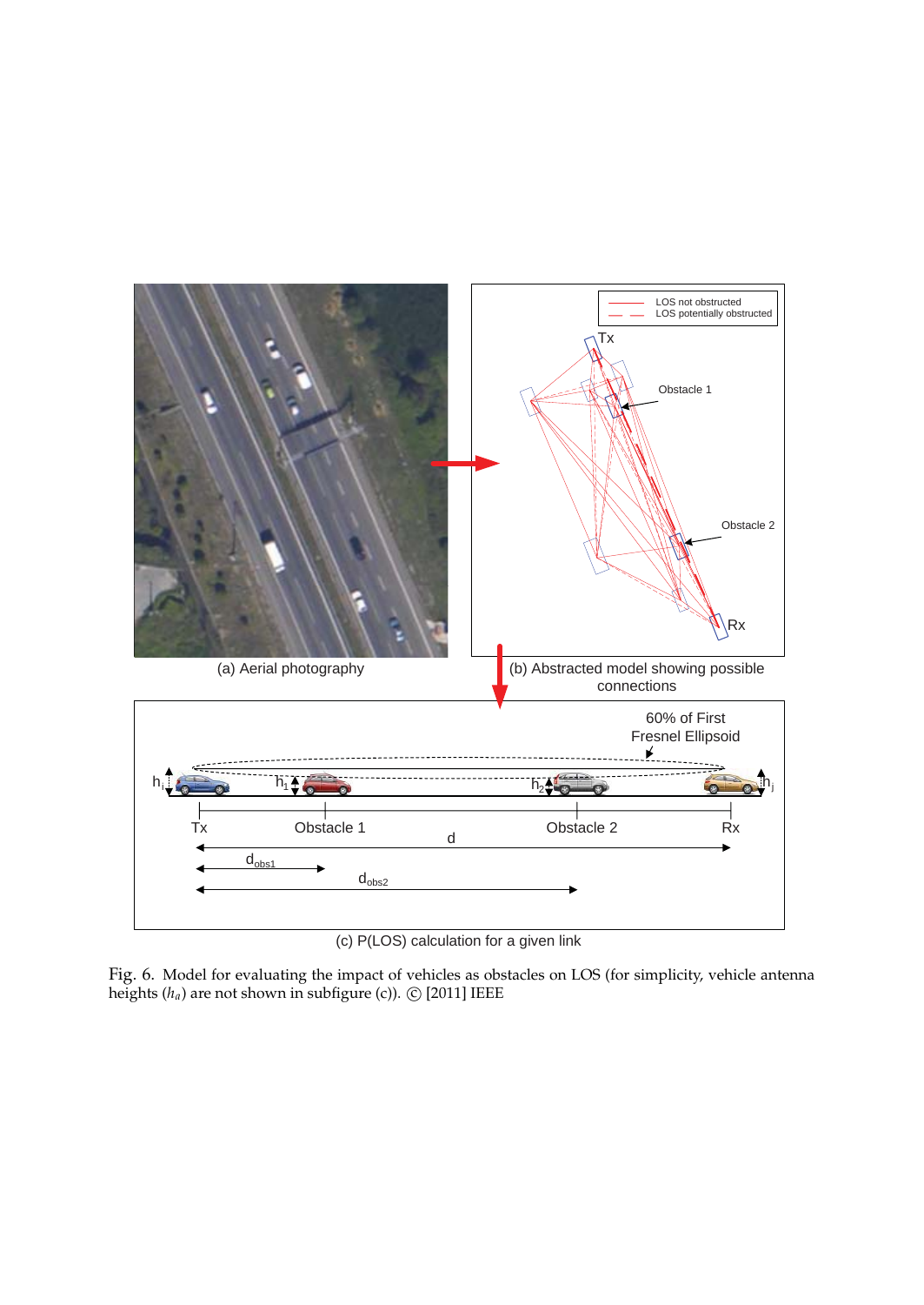Fig. 6. Model for evaluating the impact of vehicles as obstacles on LOS (for simplicity, vehicle antenna heights ($h_a$) are not shown in subfigure (c)). © [2011] IEEE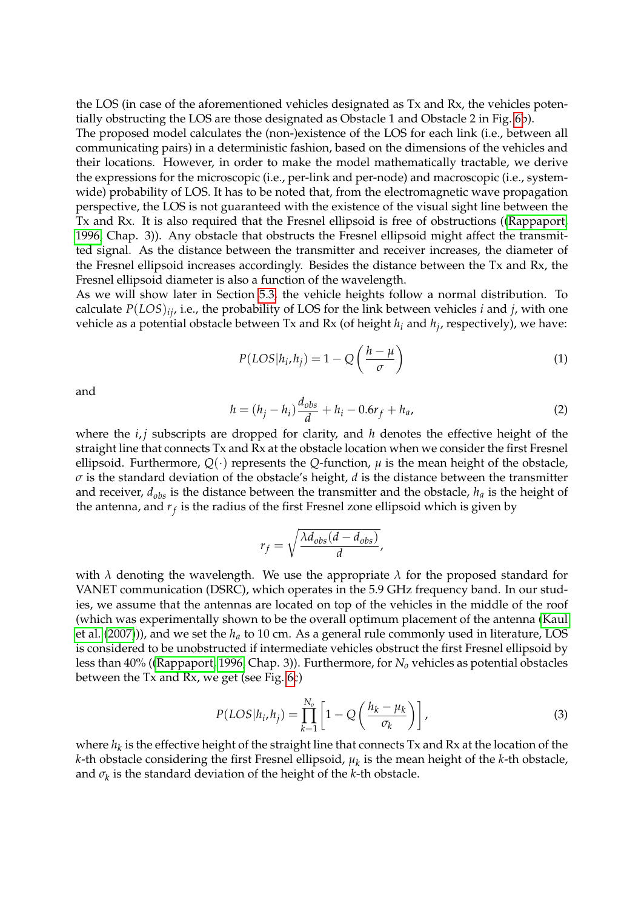the LOS (in case of the aforementioned vehicles designated as Tx and Rx, the vehicles potentially obstructing the LOS are those designated as Obstacle 1 and Obstacle 2 in Fig. 6b).

The proposed model calculates the (non-)existence of the LOS for each link (i.e., between all communicating pairs) in a deterministic fashion, based on the dimensions of the vehicles and their locations. However, in order to make the model mathematically tractable, we derive the expressions for the microscopic (i.e., per-link and per-node) and macroscopic (i.e., system-wide) probability of LOS. It has to be noted that, from the electromagnetic wave propagation perspective, the LOS is not guaranteed with the existence of the visual sight line between the Tx and Rx. It is also required that the Fresnel ellipsoid is free of obstructions ((Rappaport, 1996, Chap. 3)). Any obstacle that obstructs the Fresnel ellipsoid might affect the transmitted signal. As the distance between the transmitter and receiver increases, the diameter of the Fresnel ellipsoid increases accordingly. Besides the distance between the Tx and Rx, the Fresnel ellipsoid diameter is also a function of the wavelength.

As we will show later in Section 5.3, the vehicle heights follow a normal distribution. To calculate $P(LOS)_{ij}$, i.e., the probability of LOS for the link between vehicles $i$ and $j$, with one vehicle as a potential obstacle between Tx and Rx (of height $h_i$ and $h_j$, respectively), we have:

$$P(LOS|h_i, h_j) = 1 - Q\left(\frac{h - \mu}{\sigma}\right) \tag{1}$$

and

$$h = (h_j - h_i)\frac{d_{obs}}{d} + h_i - 0.6r_f + h_a, \tag{2}$$

where the $i, j$ subscripts are dropped for clarity, and $h$ denotes the effective height of the straight line that connects Tx and Rx at the obstacle location when we consider the first Fresnel ellipsoid. Furthermore, $Q(\cdot)$ represents the $Q$-function, $\mu$ is the mean height of the obstacle, $\sigma$ is the standard deviation of the obstacle's height, $d$ is the distance between the transmitter and receiver, $d_{obs}$ is the distance between the transmitter and the obstacle, $h_a$ is the height of the antenna, and $r_f$ is the radius of the first Fresnel zone ellipsoid which is given by

$$r_f = \sqrt{\frac{\lambda d_{obs}(d - d_{obs})}{d}},$$

with $\lambda$ denoting the wavelength. We use the appropriate $\lambda$ for the proposed standard for VANET communication (DSRC), which operates in the 5.9 GHz frequency band. In our studies, we assume that the antennas are located on top of the vehicles in the middle of the roof (which was experimentally shown to be the overall optimum placement of the antenna (Kaul et al. (2007))), and we set the $h_a$ to 10 cm. As a general rule commonly used in literature, LOS is considered to be unobstructed if intermediate vehicles obstruct the first Fresnel ellipsoid by less than 40% ((Rappaport, 1996, Chap. 3)). Furthermore, for $N_o$ vehicles as potential obstacles between the Tx and Rx, we get (see Fig. 6c)

$$P(LOS|h_i, h_j) = \prod_{k=1}^{N_o}\left[1 - Q\left(\frac{h_k - \mu_k}{\sigma_k}\right)\right], \tag{3}$$

where $h_k$ is the effective height of the straight line that connects Tx and Rx at the location of the $k$-th obstacle considering the first Fresnel ellipsoid, $\mu_k$ is the mean height of the $k$-th obstacle, and $\sigma_k$ is the standard deviation of the height of the $k$-th obstacle.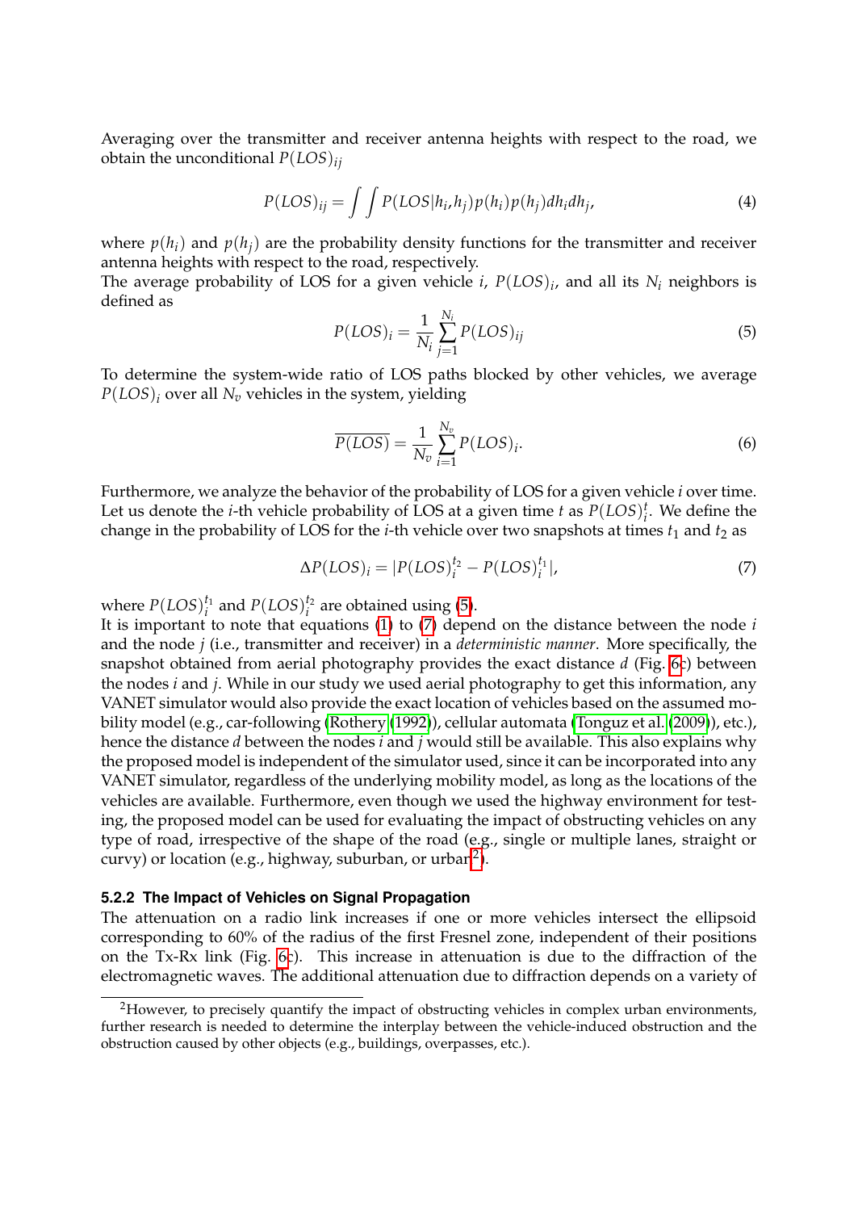Averaging over the transmitter and receiver antenna heights with respect to the road, we obtain the unconditional $P(LOS)_{ij}$

$$P(LOS)_{ij} = \int \int P(LOS|h_i, h_j) p(h_i) p(h_j) dh_i dh_j, \tag{4}$$

where $p(h_i)$ and $p(h_j)$ are the probability density functions for the transmitter and receiver antenna heights with respect to the road, respectively.

The average probability of LOS for a given vehicle $i$, $P(LOS)_i$, and all its $N_i$ neighbors is defined as

$$P(LOS)_i = \frac{1}{N_i} \sum_{j=1}^{N_i} P(LOS)_{ij} \tag{5}$$

To determine the system-wide ratio of LOS paths blocked by other vehicles, we average $P(LOS)_i$ over all $N_v$ vehicles in the system, yielding

$$\overline{P(LOS)} = \frac{1}{N_v} \sum_{i=1}^{N_v} P(LOS)_i. \tag{6}$$

Furthermore, we analyze the behavior of the probability of LOS for a given vehicle $i$ over time. Let us denote the $i$-th vehicle probability of LOS at a given time $t$ as $P(LOS)_i^t$. We define the change in the probability of LOS for the $i$-th vehicle over two snapshots at times $t_1$ and $t_2$ as

$$\Delta P(LOS)_i = |P(LOS)_i^{t_2} - P(LOS)_i^{t_1}|, \tag{7}$$

where $P(LOS)_i^{t_1}$ and $P(LOS)_i^{t_2}$ are obtained using (5).

It is important to note that equations (1) to (7) depend on the distance between the node $i$ and the node $j$ (i.e., transmitter and receiver) in a *deterministic manner*. More specifically, the snapshot obtained from aerial photography provides the exact distance $d$ (Fig. 6c) between the nodes $i$ and $j$. While in our study we used aerial photography to get this information, any VANET simulator would also provide the exact location of vehicles based on the assumed mobility model (e.g., car-following (Rothery (1992)), cellular automata (Tonguz et al. (2009)), etc.), hence the distance $d$ between the nodes $i$ and $j$ would still be available. This also explains why the proposed model is independent of the simulator used, since it can be incorporated into any VANET simulator, regardless of the underlying mobility model, as long as the locations of the vehicles are available. Furthermore, even though we used the highway environment for testing, the proposed model can be used for evaluating the impact of obstructing vehicles on any type of road, irrespective of the shape of the road (e.g., single or multiple lanes, straight or curvy) or location (e.g., highway, suburban, or urban[2]).

### 5.2.2 The Impact of Vehicles on Signal Propagation

The attenuation on a radio link increases if one or more vehicles intersect the ellipsoid corresponding to 60% of the radius of the first Fresnel zone, independent of their positions on the Tx-Rx link (Fig. 6c). This increase in attenuation is due to the diffraction of the electromagnetic waves. The additional attenuation due to diffraction depends on a variety of

[2]However, to precisely quantify the impact of obstructing vehicles in complex urban environments, further research is needed to determine the interplay between the vehicle-induced obstruction and the obstruction caused by other objects (e.g., buildings, overpasses, etc.).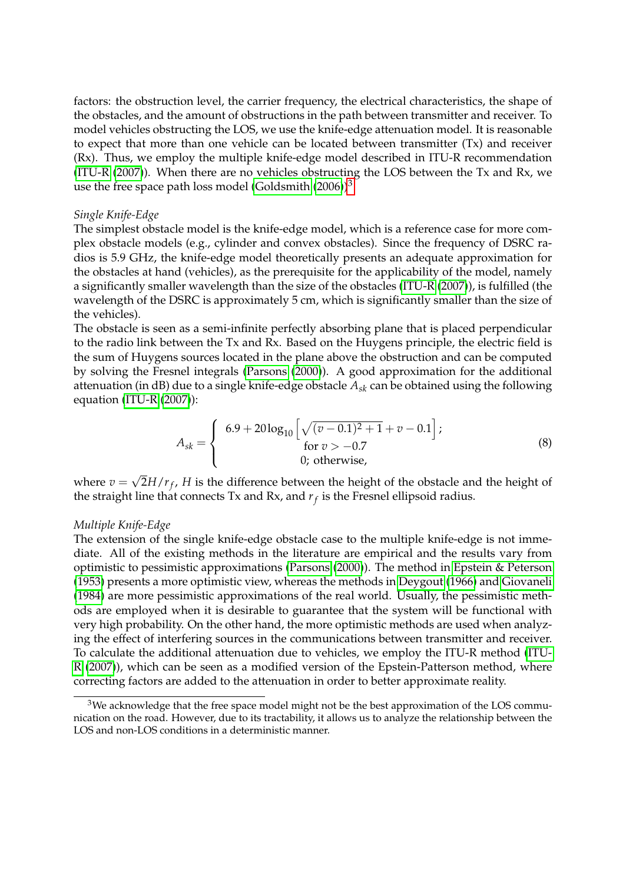factors: the obstruction level, the carrier frequency, the electrical characteristics, the shape of the obstacles, and the amount of obstructions in the path between transmitter and receiver. To model vehicles obstructing the LOS, we use the knife-edge attenuation model. It is reasonable to expect that more than one vehicle can be located between transmitter (Tx) and receiver (Rx). Thus, we employ the multiple knife-edge model described in ITU-R recommendation (ITU-R (2007)). When there are no vehicles obstructing the LOS between the Tx and Rx, we use the free space path loss model (Goldsmith (2006))[3].

*Single Knife-Edge*

The simplest obstacle model is the knife-edge model, which is a reference case for more complex obstacle models (e.g., cylinder and convex obstacles). Since the frequency of DSRC radios is 5.9 GHz, the knife-edge model theoretically presents an adequate approximation for the obstacles at hand (vehicles), as the prerequisite for the applicability of the model, namely a significantly smaller wavelength than the size of the obstacles (ITU-R (2007)), is fulfilled (the wavelength of the DSRC is approximately 5 cm, which is significantly smaller than the size of the vehicles).

The obstacle is seen as a semi-infinite perfectly absorbing plane that is placed perpendicular to the radio link between the Tx and Rx. Based on the Huygens principle, the electric field is the sum of Huygens sources located in the plane above the obstruction and can be computed by solving the Fresnel integrals (Parsons (2000)). A good approximation for the additional attenuation (in dB) due to a single knife-edge obstacle $A_{sk}$ can be obtained using the following equation (ITU-R (2007)):

$$A_{sk} = \begin{cases} 6.9 + 20\log_{10}\left[\sqrt{(v-0.1)^2+1} + v - 0.1\right]; \\ \quad \text{for } v > -0.7 \\ \quad 0; \text{ otherwise,} \end{cases} \tag{8}$$

where $v = \sqrt{2}H/r_f$, $H$ is the difference between the height of the obstacle and the height of the straight line that connects Tx and Rx, and $r_f$ is the Fresnel ellipsoid radius.

*Multiple Knife-Edge*

The extension of the single knife-edge obstacle case to the multiple knife-edge is not immediate. All of the existing methods in the literature are empirical and the results vary from optimistic to pessimistic approximations (Parsons (2000)). The method in Epstein & Peterson (1953) presents a more optimistic view, whereas the methods in Deygout (1966) and Giovaneli (1984) are more pessimistic approximations of the real world. Usually, the pessimistic methods are employed when it is desirable to guarantee that the system will be functional with very high probability. On the other hand, the more optimistic methods are used when analyzing the effect of interfering sources in the communications between transmitter and receiver. To calculate the additional attenuation due to vehicles, we employ the ITU-R method (ITU-R (2007)), which can be seen as a modified version of the Epstein-Patterson method, where correcting factors are added to the attenuation in order to better approximate reality.

[3]We acknowledge that the free space model might not be the best approximation of the LOS communication on the road. However, due to its tractability, it allows us to analyze the relationship between the LOS and non-LOS conditions in a deterministic manner.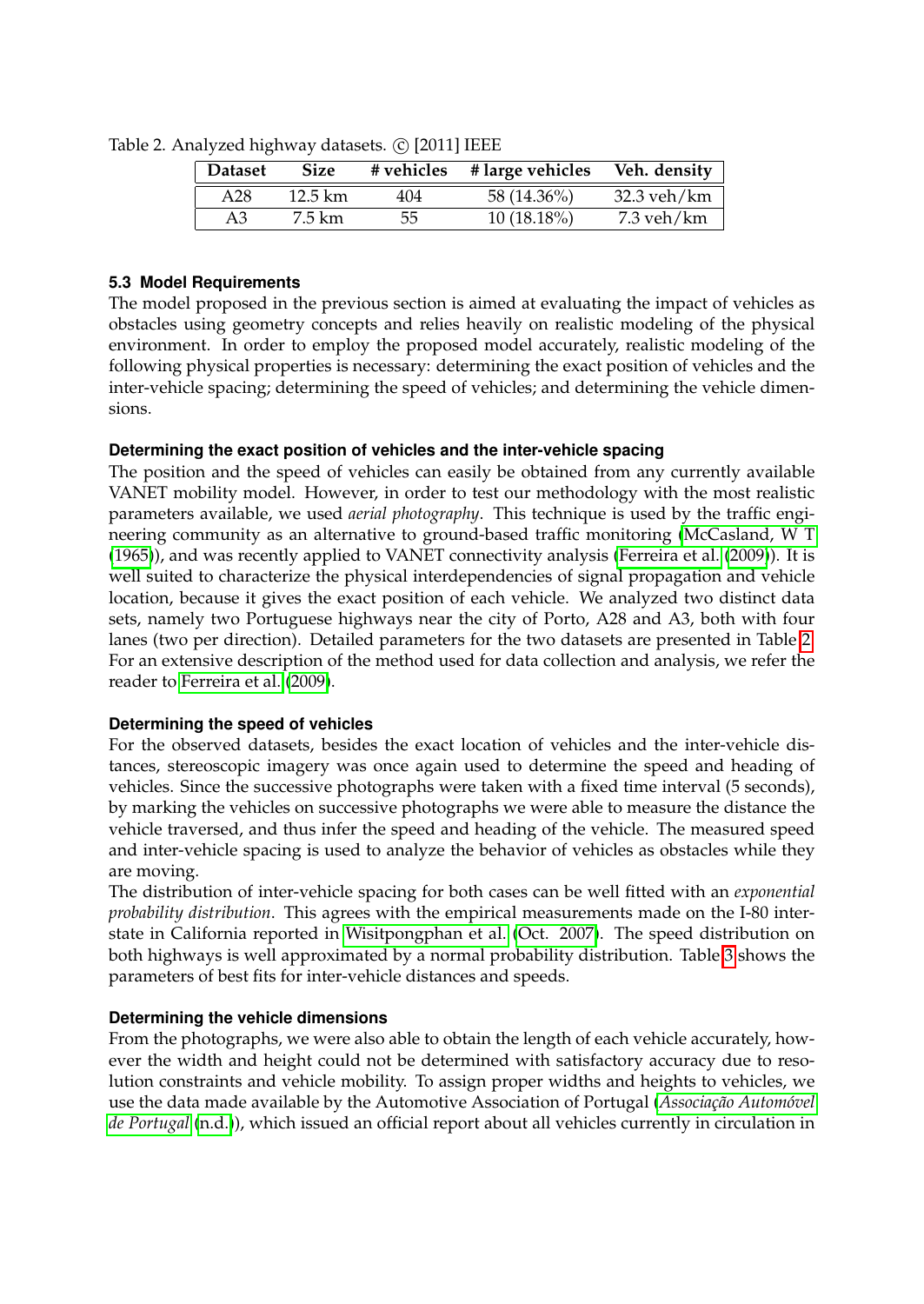Table 2. Analyzed highway datasets. © [2011] IEEE

| Dataset | Size | # vehicles | # large vehicles | Veh. density |
|---|---|---|---|---|
| A28 | 12.5 km | 404 | 58 (14.36%) | 32.3 veh/km |
| A3 | 7.5 km | 55 | 10 (18.18%) | 7.3 veh/km |

### 5.3 Model Requirements

The model proposed in the previous section is aimed at evaluating the impact of vehicles as obstacles using geometry concepts and relies heavily on realistic modeling of the physical environment. In order to employ the proposed model accurately, realistic modeling of the following physical properties is necessary: determining the exact position of vehicles and the inter-vehicle spacing; determining the speed of vehicles; and determining the vehicle dimensions.

#### Determining the exact position of vehicles and the inter-vehicle spacing

The position and the speed of vehicles can easily be obtained from any currently available VANET mobility model. However, in order to test our methodology with the most realistic parameters available, we used *aerial photography*. This technique is used by the traffic engineering community as an alternative to ground-based traffic monitoring (McCasland, W T (1965)), and was recently applied to VANET connectivity analysis (Ferreira et al. (2009)). It is well suited to characterize the physical interdependencies of signal propagation and vehicle location, because it gives the exact position of each vehicle. We analyzed two distinct data sets, namely two Portuguese highways near the city of Porto, A28 and A3, both with four lanes (two per direction). Detailed parameters for the two datasets are presented in Table 2. For an extensive description of the method used for data collection and analysis, we refer the reader to Ferreira et al. (2009).

#### Determining the speed of vehicles

For the observed datasets, besides the exact location of vehicles and the inter-vehicle distances, stereoscopic imagery was once again used to determine the speed and heading of vehicles. Since the successive photographs were taken with a fixed time interval (5 seconds), by marking the vehicles on successive photographs we were able to measure the distance the vehicle traversed, and thus infer the speed and heading of the vehicle. The measured speed and inter-vehicle spacing is used to analyze the behavior of vehicles as obstacles while they are moving.

The distribution of inter-vehicle spacing for both cases can be well fitted with an *exponential probability distribution*. This agrees with the empirical measurements made on the I-80 interstate in California reported in Wisitpongphan et al. (Oct. 2007). The speed distribution on both highways is well approximated by a normal probability distribution. Table 3 shows the parameters of best fits for inter-vehicle distances and speeds.

#### Determining the vehicle dimensions

From the photographs, we were also able to obtain the length of each vehicle accurately, however the width and height could not be determined with satisfactory accuracy due to resolution constraints and vehicle mobility. To assign proper widths and heights to vehicles, we use the data made available by the Automotive Association of Portugal (*Associação Automóvel de Portugal* (n.d.)), which issued an official report about all vehicles currently in circulation in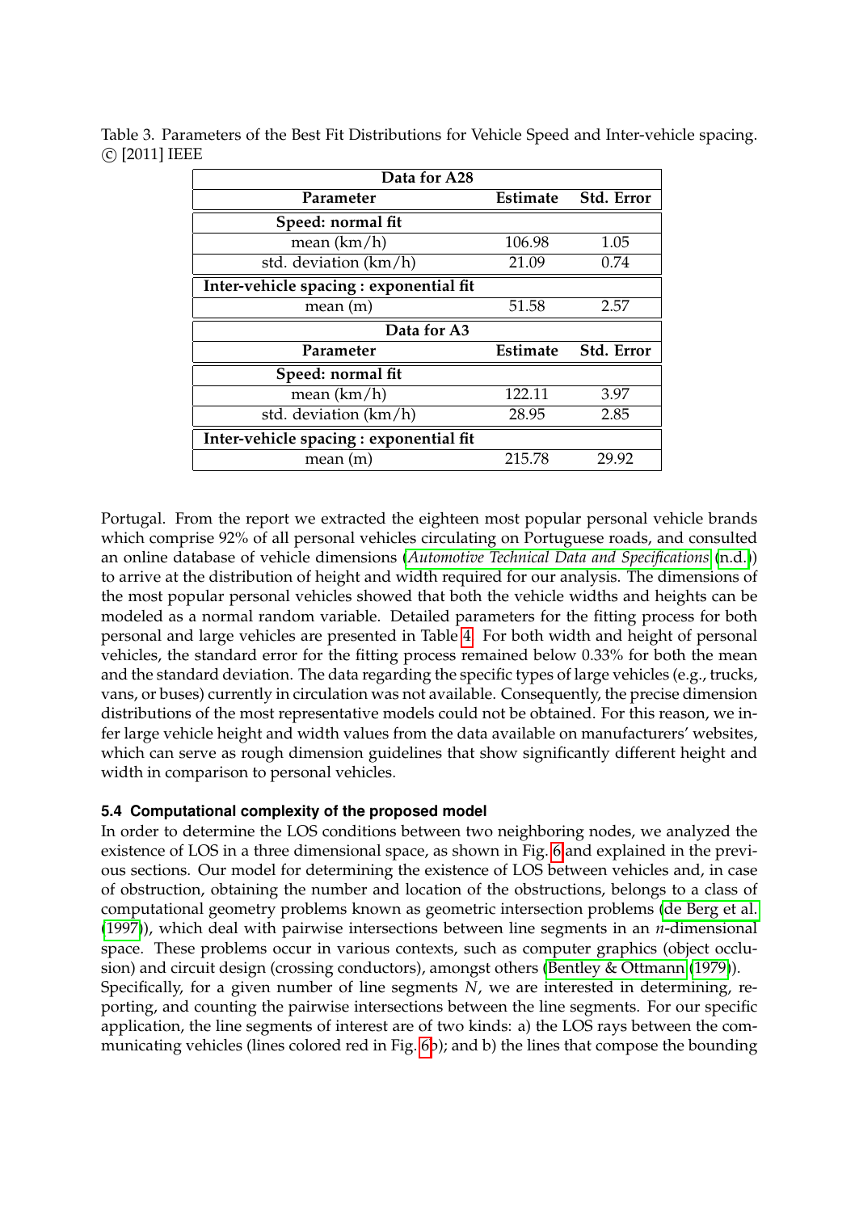Table 3. Parameters of the Best Fit Distributions for Vehicle Speed and Inter-vehicle spacing. © [2011] IEEE

| **Data for A28** | | |
|---|---|---|
| **Parameter** | **Estimate** | **Std. Error** |
| **Speed: normal fit** | | |
| mean (km/h) | 106.98 | 1.05 |
| std. deviation (km/h) | 21.09 | 0.74 |
| **Inter-vehicle spacing : exponential fit** | | |
| mean (m) | 51.58 | 2.57 |
| **Data for A3** | | |
| **Parameter** | **Estimate** | **Std. Error** |
| **Speed: normal fit** | | |
| mean (km/h) | 122.11 | 3.97 |
| std. deviation (km/h) | 28.95 | 2.85 |
| **Inter-vehicle spacing : exponential fit** | | |
| mean (m) | 215.78 | 29.92 |

Portugal. From the report we extracted the eighteen most popular personal vehicle brands which comprise 92% of all personal vehicles circulating on Portuguese roads, and consulted an online database of vehicle dimensions (*Automotive Technical Data and Specifications* (n.d.)) to arrive at the distribution of height and width required for our analysis. The dimensions of the most popular personal vehicles showed that both the vehicle widths and heights can be modeled as a normal random variable. Detailed parameters for the fitting process for both personal and large vehicles are presented in Table 4. For both width and height of personal vehicles, the standard error for the fitting process remained below 0.33% for both the mean and the standard deviation. The data regarding the specific types of large vehicles (e.g., trucks, vans, or buses) currently in circulation was not available. Consequently, the precise dimension distributions of the most representative models could not be obtained. For this reason, we infer large vehicle height and width values from the data available on manufacturers' websites, which can serve as rough dimension guidelines that show significantly different height and width in comparison to personal vehicles.

### 5.4 Computational complexity of the proposed model

In order to determine the LOS conditions between two neighboring nodes, we analyzed the existence of LOS in a three dimensional space, as shown in Fig. 6 and explained in the previous sections. Our model for determining the existence of LOS between vehicles and, in case of obstruction, obtaining the number and location of the obstructions, belongs to a class of computational geometry problems known as geometric intersection problems (de Berg et al. (1997)), which deal with pairwise intersections between line segments in an $n$-dimensional space. These problems occur in various contexts, such as computer graphics (object occlusion) and circuit design (crossing conductors), amongst others (Bentley & Ottmann (1979)).
Specifically, for a given number of line segments $N$, we are interested in determining, reporting, and counting the pairwise intersections between the line segments. For our specific application, the line segments of interest are of two kinds: a) the LOS rays between the communicating vehicles (lines colored red in Fig. 6b); and b) the lines that compose the bounding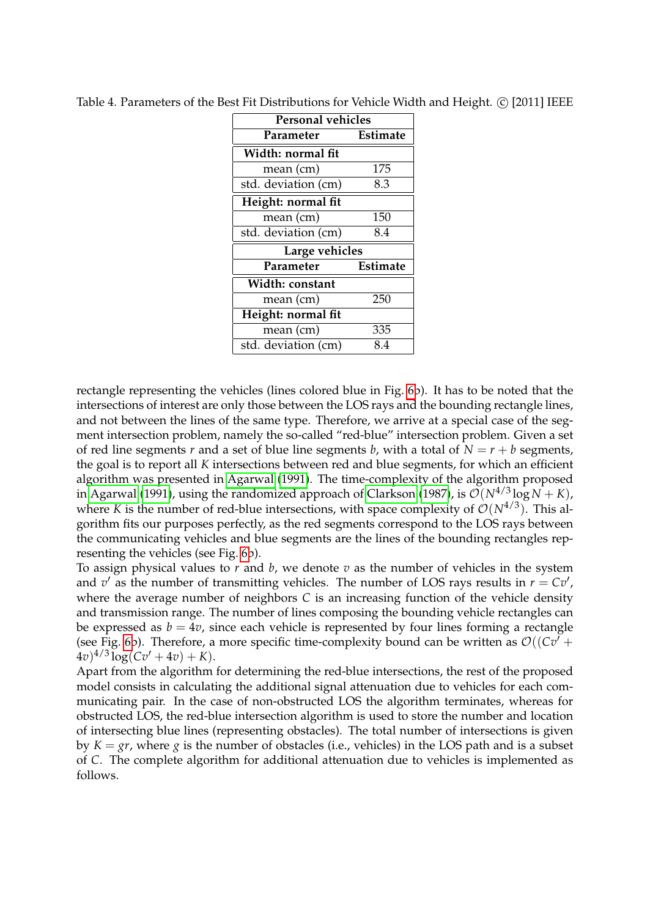Table 4. Parameters of the Best Fit Distributions for Vehicle Width and Height. © [2011] IEEE

| **Personal vehicles** | |
|---|---|
| **Parameter** | **Estimate** |
| **Width: normal fit** | |
| mean (cm) | 175 |
| std. deviation (cm) | 8.3 |
| **Height: normal fit** | |
| mean (cm) | 150 |
| std. deviation (cm) | 8.4 |
| **Large vehicles** | |
| **Parameter** | **Estimate** |
| **Width: constant** | |
| mean (cm) | 250 |
| **Height: normal fit** | |
| mean (cm) | 335 |
| std. deviation (cm) | 8.4 |

rectangle representing the vehicles (lines colored blue in Fig. 6b). It has to be noted that the intersections of interest are only those between the LOS rays and the bounding rectangle lines, and not between the lines of the same type. Therefore, we arrive at a special case of the segment intersection problem, namely the so-called "red-blue" intersection problem. Given a set of red line segments $r$ and a set of blue line segments $b$, with a total of $N = r + b$ segments, the goal is to report all $K$ intersections between red and blue segments, for which an efficient algorithm was presented in Agarwal (1991). The time-complexity of the algorithm proposed in Agarwal (1991), using the randomized approach of Clarkson (1987), is $\mathcal{O}(N^{4/3} \log N + K)$, where $K$ is the number of red-blue intersections, with space complexity of $\mathcal{O}(N^{4/3})$. This algorithm fits our purposes perfectly, as the red segments correspond to the LOS rays between the communicating vehicles and blue segments are the lines of the bounding rectangles representing the vehicles (see Fig. 6b).

To assign physical values to $r$ and $b$, we denote $v$ as the number of vehicles in the system and $v'$ as the number of transmitting vehicles. The number of LOS rays results in $r = Cv'$, where the average number of neighbors $C$ is an increasing function of the vehicle density and transmission range. The number of lines composing the bounding vehicle rectangles can be expressed as $b = 4v$, since each vehicle is represented by four lines forming a rectangle (see Fig. 6b). Therefore, a more specific time-complexity bound can be written as $\mathcal{O}((Cv' + 4v)^{4/3} \log(Cv' + 4v) + K)$.

Apart from the algorithm for determining the red-blue intersections, the rest of the proposed model consists in calculating the additional signal attenuation due to vehicles for each communicating pair. In the case of non-obstructed LOS the algorithm terminates, whereas for obstructed LOS, the red-blue intersection algorithm is used to store the number and location of intersecting blue lines (representing obstacles). The total number of intersections is given by $K = gr$, where $g$ is the number of obstacles (i.e., vehicles) in the LOS path and is a subset of $C$. The complete algorithm for additional attenuation due to vehicles is implemented as follows.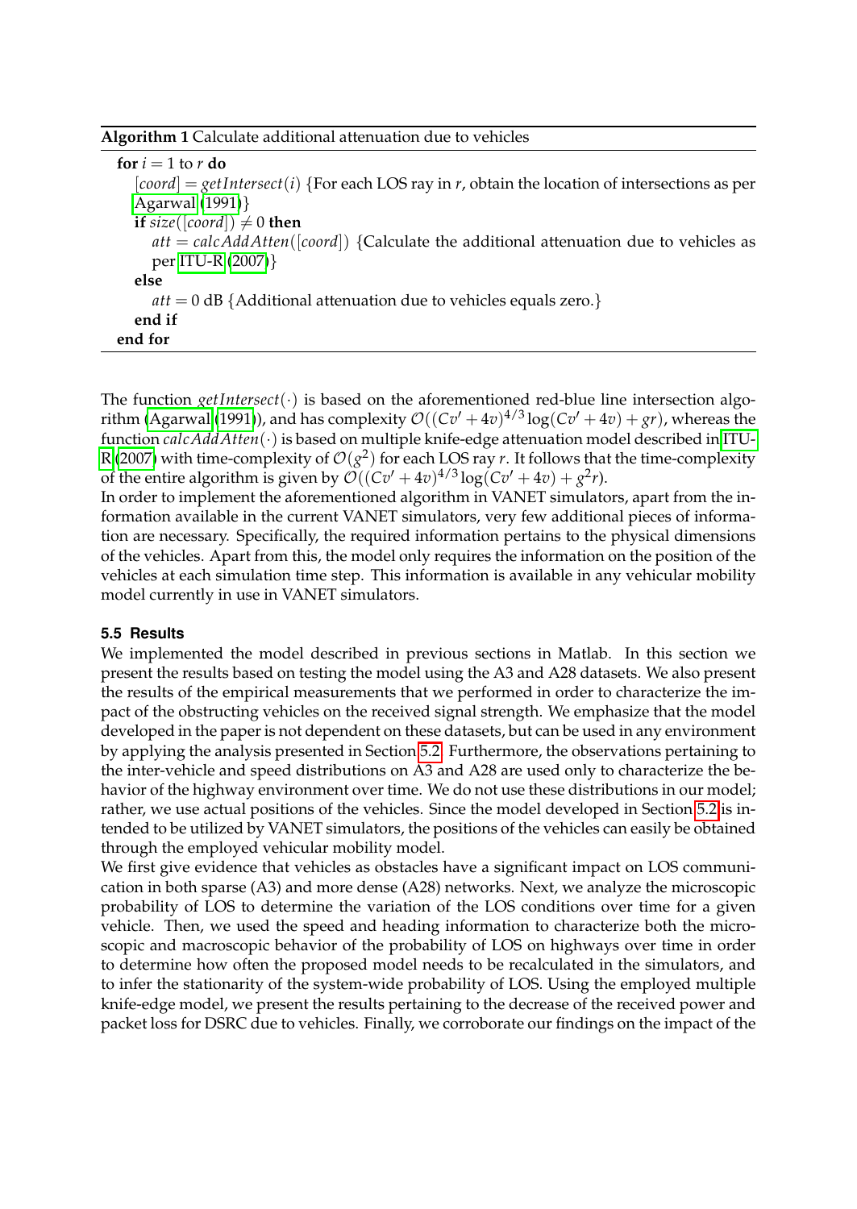**Algorithm 1** Calculate additional attenuation due to vehicles

---

**for** $i = 1$ to $r$ **do**
  $[coord] = getIntersect(i)$ {For each LOS ray in $r$, obtain the location of intersections as per Agarwal (1991)}
  **if** $size([coord]) \neq 0$ **then**
    $att = calcAddAtten([coord])$ {Calculate the additional attenuation due to vehicles as per ITU-R (2007)}
  **else**
    $att = 0$ dB {Additional attenuation due to vehicles equals zero.}
  **end if**
**end for**

---

The function $getIntersect(\cdot)$ is based on the aforementioned red-blue line intersection algorithm (Agarwal (1991)), and has complexity $\mathcal{O}((Cv' + 4v)^{4/3} \log(Cv' + 4v) + gr)$, whereas the function $calcAddAtten(\cdot)$ is based on multiple knife-edge attenuation model described in ITU-R (2007) with time-complexity of $\mathcal{O}(g^2)$ for each LOS ray $r$. It follows that the time-complexity of the entire algorithm is given by $\mathcal{O}((Cv' + 4v)^{4/3} \log(Cv' + 4v) + g^2 r)$.
In order to implement the aforementioned algorithm in VANET simulators, apart from the information available in the current VANET simulators, very few additional pieces of information are necessary. Specifically, the required information pertains to the physical dimensions of the vehicles. Apart from this, the model only requires the information on the position of the vehicles at each simulation time step. This information is available in any vehicular mobility model currently in use in VANET simulators.

### 5.5 Results

We implemented the model described in previous sections in Matlab. In this section we present the results based on testing the model using the A3 and A28 datasets. We also present the results of the empirical measurements that we performed in order to characterize the impact of the obstructing vehicles on the received signal strength. We emphasize that the model developed in the paper is not dependent on these datasets, but can be used in any environment by applying the analysis presented in Section 5.2. Furthermore, the observations pertaining to the inter-vehicle and speed distributions on A3 and A28 are used only to characterize the behavior of the highway environment over time. We do not use these distributions in our model; rather, we use actual positions of the vehicles. Since the model developed in Section 5.2 is intended to be utilized by VANET simulators, the positions of the vehicles can easily be obtained through the employed vehicular mobility model.
We first give evidence that vehicles as obstacles have a significant impact on LOS communication in both sparse (A3) and more dense (A28) networks. Next, we analyze the microscopic probability of LOS to determine the variation of the LOS conditions over time for a given vehicle. Then, we used the speed and heading information to characterize both the microscopic and macroscopic behavior of the probability of LOS on highways over time in order to determine how often the proposed model needs to be recalculated in the simulators, and to infer the stationarity of the system-wide probability of LOS. Using the employed multiple knife-edge model, we present the results pertaining to the decrease of the received power and packet loss for DSRC due to vehicles. Finally, we corroborate our findings on the impact of the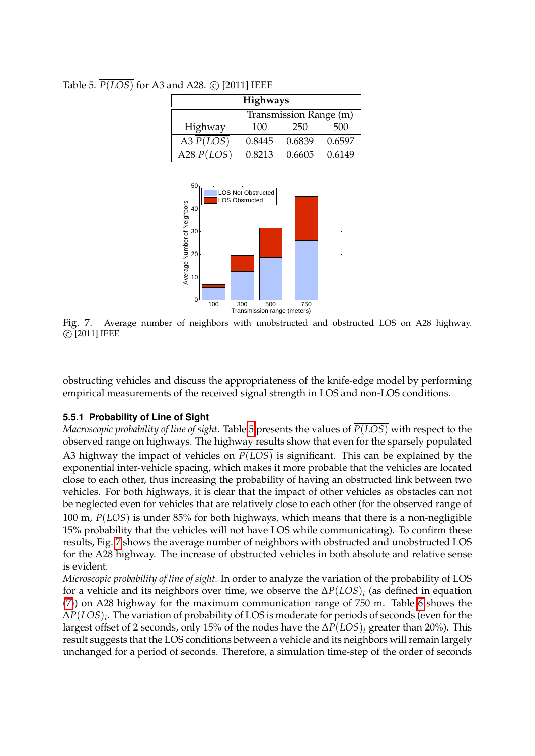Table 5. $\overline{P(LOS)}$ for A3 and A28. © [2011] IEEE

| Highways | | | |
|---|---|---|---|
| | Transmission Range (m) | | |
| Highway | 100 | 250 | 500 |
| A3 $\overline{P(LOS)}$ | 0.8445 | 0.6839 | 0.6597 |
| A28 $\overline{P(LOS)}$ | 0.8213 | 0.6605 | 0.6149 |

Fig. 7. Average number of neighbors with unobstructed and obstructed LOS on A28 highway. © [2011] IEEE

obstructing vehicles and discuss the appropriateness of the knife-edge model by performing empirical measurements of the received signal strength in LOS and non-LOS conditions.

### 5.5.1 Probability of Line of Sight

*Macroscopic probability of line of sight.* Table 5 presents the values of $\overline{P(LOS)}$ with respect to the observed range on highways. The highway results show that even for the sparsely populated A3 highway the impact of vehicles on $\overline{P(LOS)}$ is significant. This can be explained by the exponential inter-vehicle spacing, which makes it more probable that the vehicles are located close to each other, thus increasing the probability of having an obstructed link between two vehicles. For both highways, it is clear that the impact of other vehicles as obstacles can not be neglected even for vehicles that are relatively close to each other (for the observed range of 100 m, $\overline{P(LOS)}$ is under 85% for both highways, which means that there is a non-negligible 15% probability that the vehicles will not have LOS while communicating). To confirm these results, Fig. 7 shows the average number of neighbors with obstructed and unobstructed LOS for the A28 highway. The increase of obstructed vehicles in both absolute and relative sense is evident.

*Microscopic probability of line of sight.* In order to analyze the variation of the probability of LOS for a vehicle and its neighbors over time, we observe the $\Delta P(LOS)_i$ (as defined in equation (7)) on A28 highway for the maximum communication range of 750 m. Table 6 shows the $\Delta P(LOS)_i$. The variation of probability of LOS is moderate for periods of seconds (even for the largest offset of 2 seconds, only 15% of the nodes have the $\Delta P(LOS)_i$ greater than 20%). This result suggests that the LOS conditions between a vehicle and its neighbors will remain largely unchanged for a period of seconds. Therefore, a simulation time-step of the order of seconds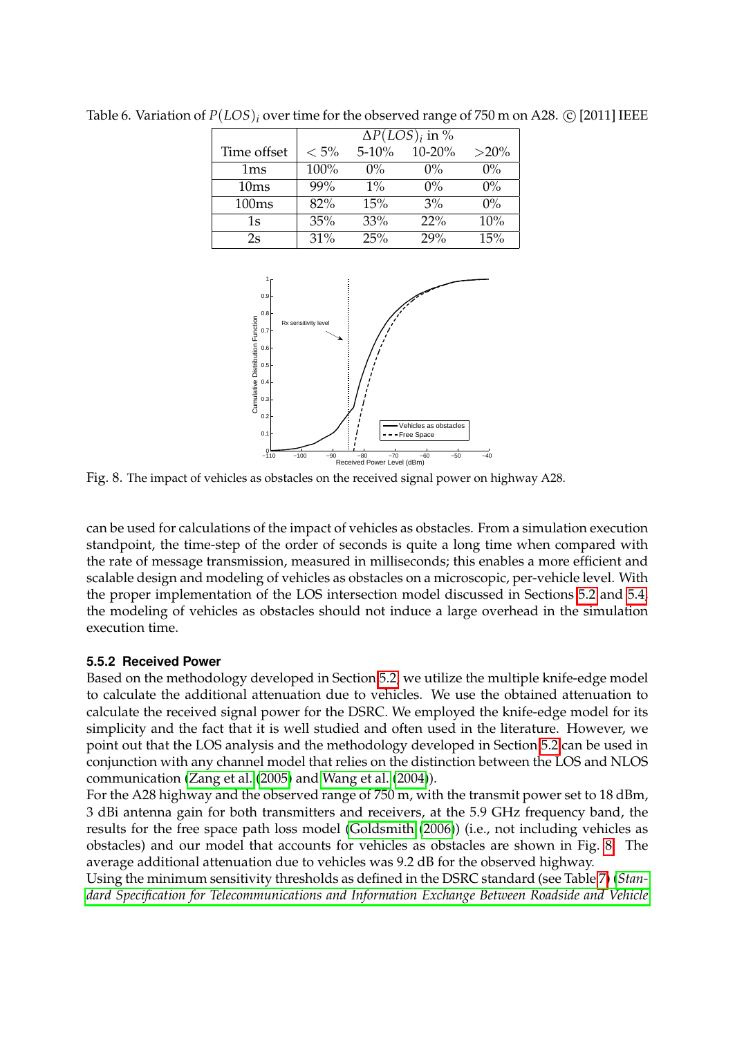Table 6. Variation of $P(LOS)_i$ over time for the observed range of 750 m on A28. © [2011] IEEE

| | $\Delta P(LOS)_i$ in % | | | |
|---|---|---|---|---|
| Time offset | $< 5\%$ | 5-10% | 10-20% | >20% |
| 1ms | 100% | 0% | 0% | 0% |
| 10ms | 99% | 1% | 0% | 0% |
| 100ms | 82% | 15% | 3% | 0% |
| 1s | 35% | 33% | 22% | 10% |
| 2s | 31% | 25% | 29% | 15% |

Fig. 8. The impact of vehicles as obstacles on the received signal power on highway A28.

can be used for calculations of the impact of vehicles as obstacles. From a simulation execution standpoint, the time-step of the order of seconds is quite a long time when compared with the rate of message transmission, measured in milliseconds; this enables a more efficient and scalable design and modeling of vehicles as obstacles on a microscopic, per-vehicle level. With the proper implementation of the LOS intersection model discussed in Sections 5.2 and 5.4, the modeling of vehicles as obstacles should not induce a large overhead in the simulation execution time.

#### 5.5.2 Received Power

Based on the methodology developed in Section 5.2, we utilize the multiple knife-edge model to calculate the additional attenuation due to vehicles. We use the obtained attenuation to calculate the received signal power for the DSRC. We employed the knife-edge model for its simplicity and the fact that it is well studied and often used in the literature. However, we point out that the LOS analysis and the methodology developed in Section 5.2 can be used in conjunction with any channel model that relies on the distinction between the LOS and NLOS communication (Zang et al. (2005) and Wang et al. (2004)).

For the A28 highway and the observed range of 750 m, with the transmit power set to 18 dBm, 3 dBi antenna gain for both transmitters and receivers, at the 5.9 GHz frequency band, the results for the free space path loss model (Goldsmith (2006)) (i.e., not including vehicles as obstacles) and our model that accounts for vehicles as obstacles are shown in Fig. 8. The average additional attenuation due to vehicles was 9.2 dB for the observed highway.

Using the minimum sensitivity thresholds as defined in the DSRC standard (see Table 7) (*Standard Specification for Telecommunications and Information Exchange Between Roadside and Vehicle*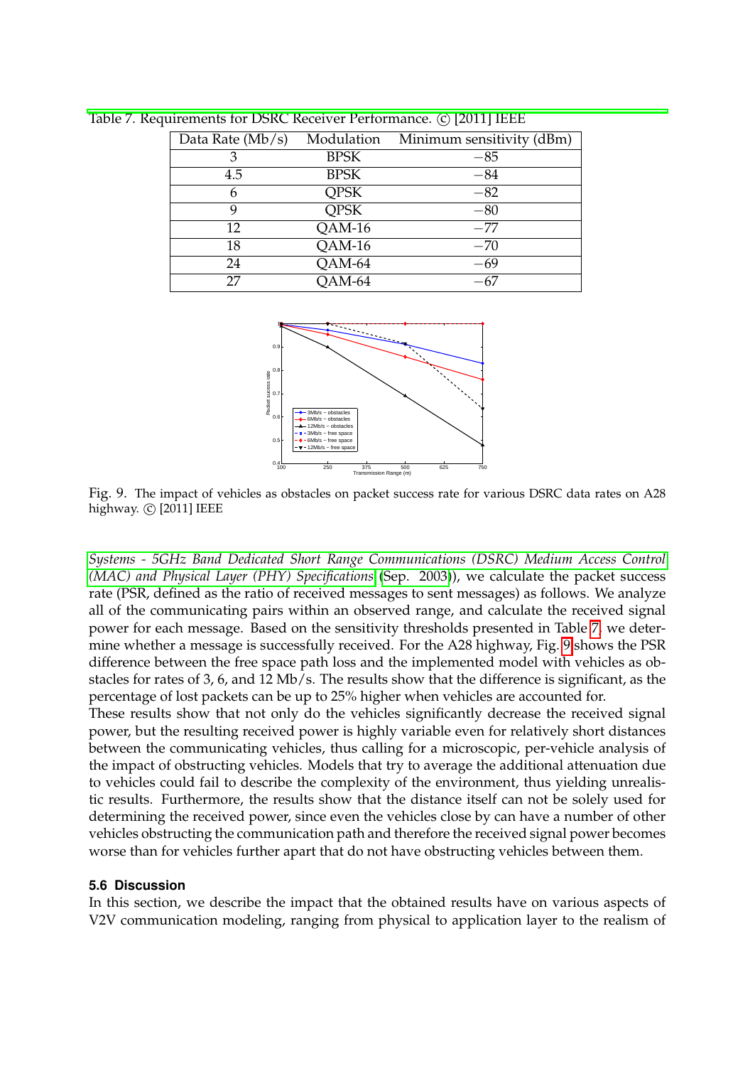Table 7. Requirements for DSRC Receiver Performance. © [2011] IEEE

| Data Rate (Mb/s) | Modulation | Minimum sensitivity (dBm) |
|---|---|---|
| 3 | BPSK | −85 |
| 4.5 | BPSK | −84 |
| 6 | QPSK | −82 |
| 9 | QPSK | −80 |
| 12 | QAM-16 | −77 |
| 18 | QAM-16 | −70 |
| 24 | QAM-64 | −69 |
| 27 | QAM-64 | −67 |

Fig. 9. The impact of vehicles as obstacles on packet success rate for various DSRC data rates on A28 highway. © [2011] IEEE

*Systems - 5GHz Band Dedicated Short Range Communications (DSRC) Medium Access Control (MAC) and Physical Layer (PHY) Specifications* (Sep. 2003)), we calculate the packet success rate (PSR, defined as the ratio of received messages to sent messages) as follows. We analyze all of the communicating pairs within an observed range, and calculate the received signal power for each message. Based on the sensitivity thresholds presented in Table 7, we determine whether a message is successfully received. For the A28 highway, Fig. 9 shows the PSR difference between the free space path loss and the implemented model with vehicles as obstacles for rates of 3, 6, and 12 Mb/s. The results show that the difference is significant, as the percentage of lost packets can be up to 25% higher when vehicles are accounted for.

These results show that not only do the vehicles significantly decrease the received signal power, but the resulting received power is highly variable even for relatively short distances between the communicating vehicles, thus calling for a microscopic, per-vehicle analysis of the impact of obstructing vehicles. Models that try to average the additional attenuation due to vehicles could fail to describe the complexity of the environment, thus yielding unrealistic results. Furthermore, the results show that the distance itself can not be solely used for determining the received power, since even the vehicles close by can have a number of other vehicles obstructing the communication path and therefore the received signal power becomes worse than for vehicles further apart that do not have obstructing vehicles between them.

### 5.6 Discussion

In this section, we describe the impact that the obtained results have on various aspects of V2V communication modeling, ranging from physical to application layer to the realism of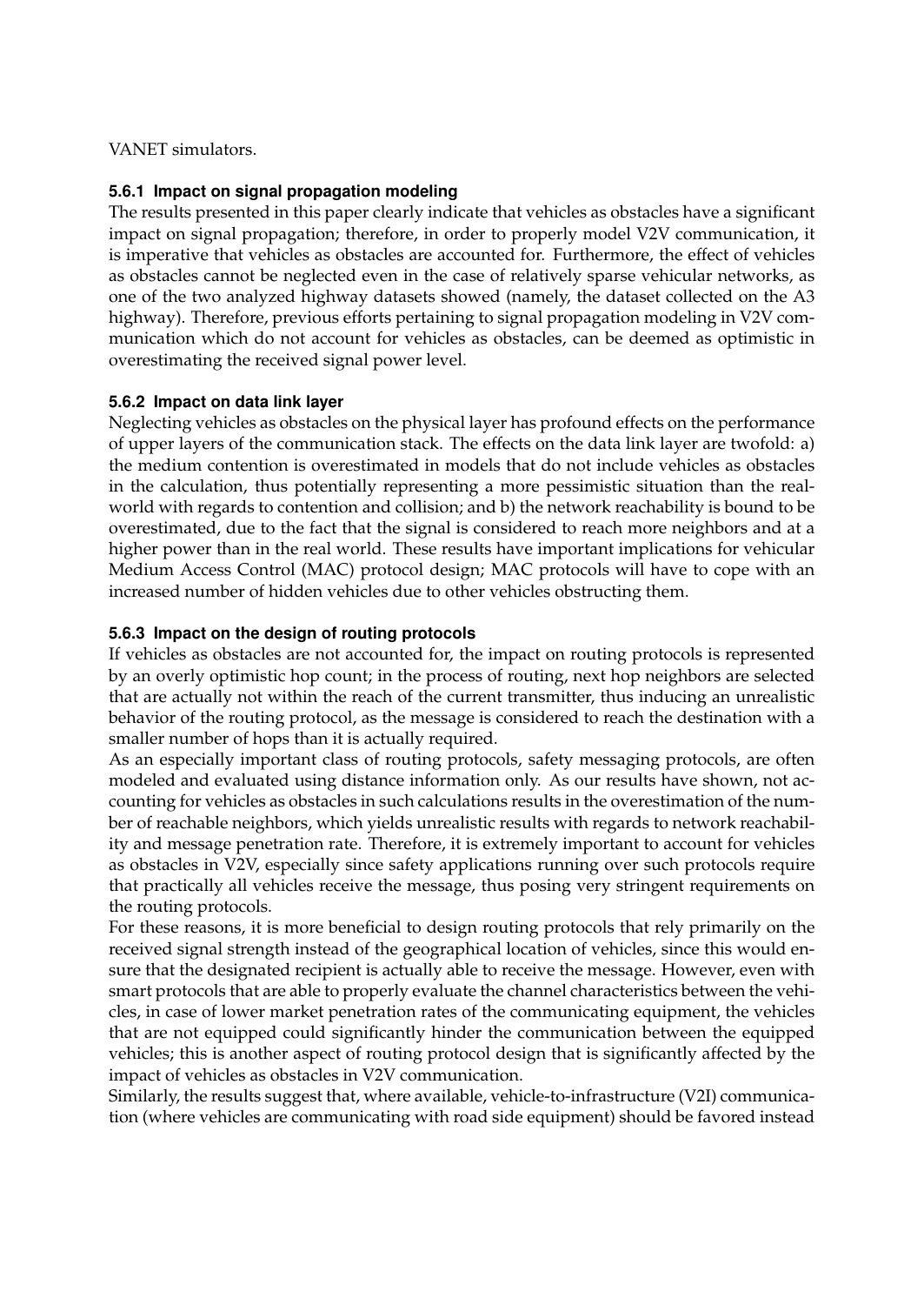VANET simulators.

### 5.6.1 Impact on signal propagation modeling

The results presented in this paper clearly indicate that vehicles as obstacles have a significant impact on signal propagation; therefore, in order to properly model V2V communication, it is imperative that vehicles as obstacles are accounted for. Furthermore, the effect of vehicles as obstacles cannot be neglected even in the case of relatively sparse vehicular networks, as one of the two analyzed highway datasets showed (namely, the dataset collected on the A3 highway). Therefore, previous efforts pertaining to signal propagation modeling in V2V communication which do not account for vehicles as obstacles, can be deemed as optimistic in overestimating the received signal power level.

### 5.6.2 Impact on data link layer

Neglecting vehicles as obstacles on the physical layer has profound effects on the performance of upper layers of the communication stack. The effects on the data link layer are twofold: a) the medium contention is overestimated in models that do not include vehicles as obstacles in the calculation, thus potentially representing a more pessimistic situation than the real-world with regards to contention and collision; and b) the network reachability is bound to be overestimated, due to the fact that the signal is considered to reach more neighbors and at a higher power than in the real world. These results have important implications for vehicular Medium Access Control (MAC) protocol design; MAC protocols will have to cope with an increased number of hidden vehicles due to other vehicles obstructing them.

### 5.6.3 Impact on the design of routing protocols

If vehicles as obstacles are not accounted for, the impact on routing protocols is represented by an overly optimistic hop count; in the process of routing, next hop neighbors are selected that are actually not within the reach of the current transmitter, thus inducing an unrealistic behavior of the routing protocol, as the message is considered to reach the destination with a smaller number of hops than it is actually required.

As an especially important class of routing protocols, safety messaging protocols, are often modeled and evaluated using distance information only. As our results have shown, not accounting for vehicles as obstacles in such calculations results in the overestimation of the number of reachable neighbors, which yields unrealistic results with regards to network reachability and message penetration rate. Therefore, it is extremely important to account for vehicles as obstacles in V2V, especially since safety applications running over such protocols require that practically all vehicles receive the message, thus posing very stringent requirements on the routing protocols.

For these reasons, it is more beneficial to design routing protocols that rely primarily on the received signal strength instead of the geographical location of vehicles, since this would ensure that the designated recipient is actually able to receive the message. However, even with smart protocols that are able to properly evaluate the channel characteristics between the vehicles, in case of lower market penetration rates of the communicating equipment, the vehicles that are not equipped could significantly hinder the communication between the equipped vehicles; this is another aspect of routing protocol design that is significantly affected by the impact of vehicles as obstacles in V2V communication.

Similarly, the results suggest that, where available, vehicle-to-infrastructure (V2I) communication (where vehicles are communicating with road side equipment) should be favored instead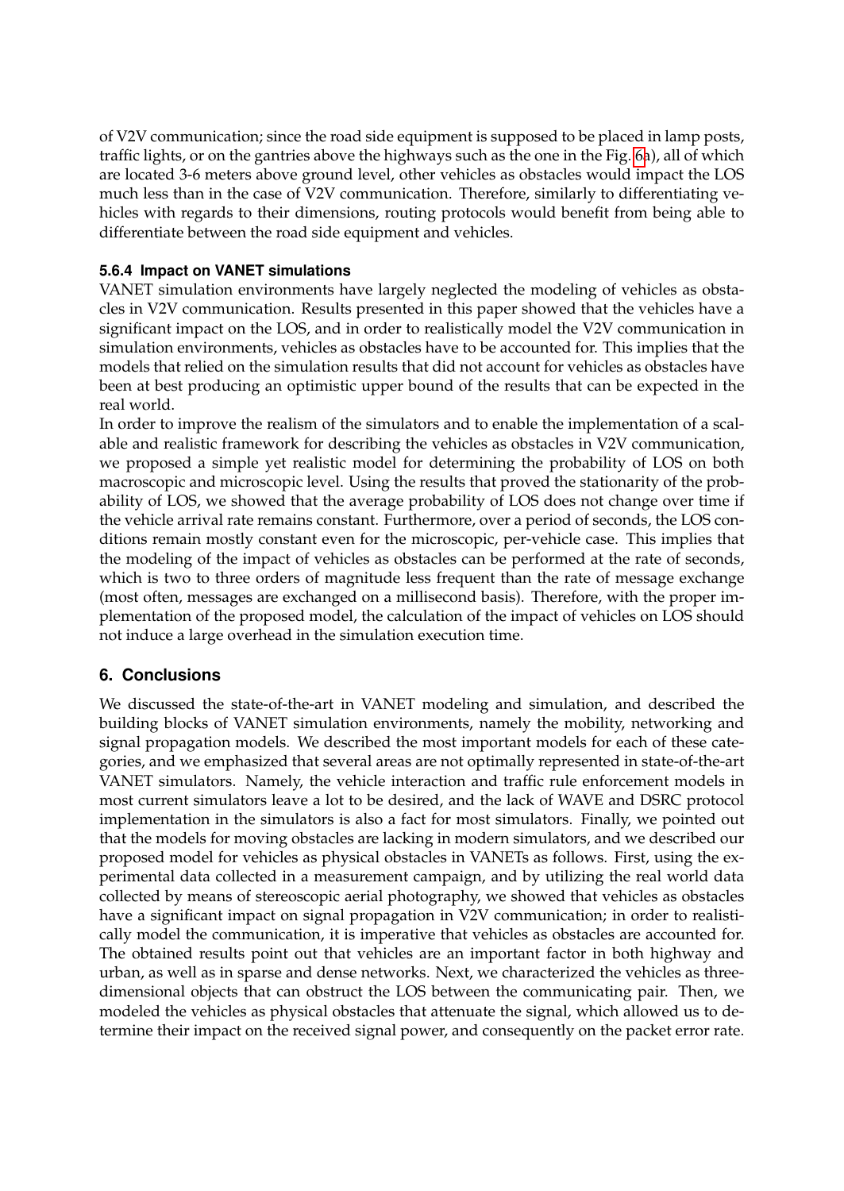of V2V communication; since the road side equipment is supposed to be placed in lamp posts, traffic lights, or on the gantries above the highways such as the one in the Fig. 6a), all of which are located 3-6 meters above ground level, other vehicles as obstacles would impact the LOS much less than in the case of V2V communication. Therefore, similarly to differentiating vehicles with regards to their dimensions, routing protocols would benefit from being able to differentiate between the road side equipment and vehicles.

#### 5.6.4 Impact on VANET simulations

VANET simulation environments have largely neglected the modeling of vehicles as obstacles in V2V communication. Results presented in this paper showed that the vehicles have a significant impact on the LOS, and in order to realistically model the V2V communication in simulation environments, vehicles as obstacles have to be accounted for. This implies that the models that relied on the simulation results that did not account for vehicles as obstacles have been at best producing an optimistic upper bound of the results that can be expected in the real world.

In order to improve the realism of the simulators and to enable the implementation of a scalable and realistic framework for describing the vehicles as obstacles in V2V communication, we proposed a simple yet realistic model for determining the probability of LOS on both macroscopic and microscopic level. Using the results that proved the stationarity of the probability of LOS, we showed that the average probability of LOS does not change over time if the vehicle arrival rate remains constant. Furthermore, over a period of seconds, the LOS conditions remain mostly constant even for the microscopic, per-vehicle case. This implies that the modeling of the impact of vehicles as obstacles can be performed at the rate of seconds, which is two to three orders of magnitude less frequent than the rate of message exchange (most often, messages are exchanged on a millisecond basis). Therefore, with the proper implementation of the proposed model, the calculation of the impact of vehicles on LOS should not induce a large overhead in the simulation execution time.

## 6. Conclusions

We discussed the state-of-the-art in VANET modeling and simulation, and described the building blocks of VANET simulation environments, namely the mobility, networking and signal propagation models. We described the most important models for each of these categories, and we emphasized that several areas are not optimally represented in state-of-the-art VANET simulators. Namely, the vehicle interaction and traffic rule enforcement models in most current simulators leave a lot to be desired, and the lack of WAVE and DSRC protocol implementation in the simulators is also a fact for most simulators. Finally, we pointed out that the models for moving obstacles are lacking in modern simulators, and we described our proposed model for vehicles as physical obstacles in VANETs as follows. First, using the experimental data collected in a measurement campaign, and by utilizing the real world data collected by means of stereoscopic aerial photography, we showed that vehicles as obstacles have a significant impact on signal propagation in V2V communication; in order to realistically model the communication, it is imperative that vehicles as obstacles are accounted for. The obtained results point out that vehicles are an important factor in both highway and urban, as well as in sparse and dense networks. Next, we characterized the vehicles as three-dimensional objects that can obstruct the LOS between the communicating pair. Then, we modeled the vehicles as physical obstacles that attenuate the signal, which allowed us to determine their impact on the received signal power, and consequently on the packet error rate.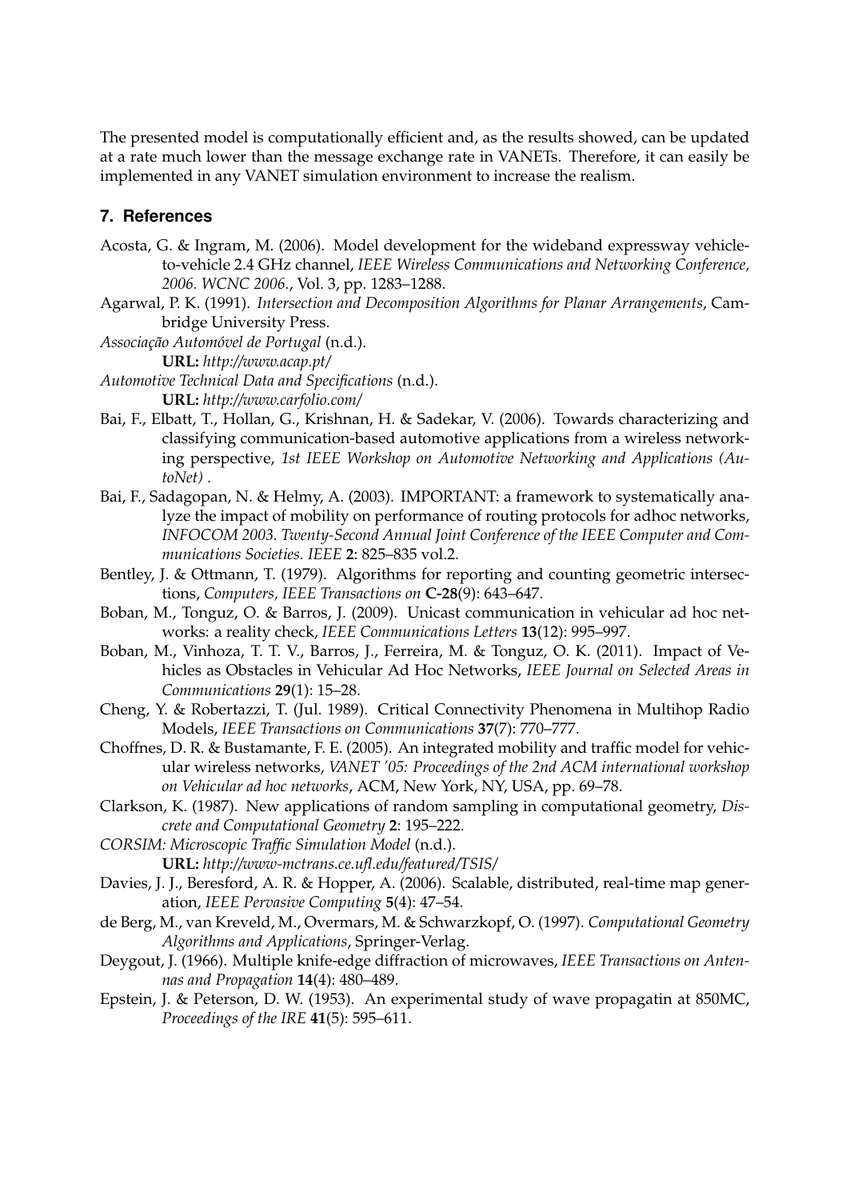The presented model is computationally efficient and, as the results showed, can be updated at a rate much lower than the message exchange rate in VANETs. Therefore, it can easily be implemented in any VANET simulation environment to increase the realism.

## 7. References

Acosta, G. & Ingram, M. (2006). Model development for the wideband expressway vehicle-to-vehicle 2.4 GHz channel, *IEEE Wireless Communications and Networking Conference, 2006. WCNC 2006.*, Vol. 3, pp. 1283–1288.

Agarwal, P. K. (1991). *Intersection and Decomposition Algorithms for Planar Arrangements*, Cambridge University Press.

*Associação Automóvel de Portugal* (n.d.).
**URL:** *http://www.acap.pt/*

*Automotive Technical Data and Specifications* (n.d.).
**URL:** *http://www.carfolio.com/*

Bai, F., Elbatt, T., Hollan, G., Krishnan, H. & Sadekar, V. (2006). Towards characterizing and classifying communication-based automotive applications from a wireless networking perspective, *1st IEEE Workshop on Automotive Networking and Applications (AutoNet)* .

Bai, F., Sadagopan, N. & Helmy, A. (2003). IMPORTANT: a framework to systematically analyze the impact of mobility on performance of routing protocols for adhoc networks, *INFOCOM 2003. Twenty-Second Annual Joint Conference of the IEEE Computer and Communications Societies. IEEE* **2**: 825–835 vol.2.

Bentley, J. & Ottmann, T. (1979). Algorithms for reporting and counting geometric intersections, *Computers, IEEE Transactions on* **C-28**(9): 643–647.

Boban, M., Tonguz, O. & Barros, J. (2009). Unicast communication in vehicular ad hoc networks: a reality check, *IEEE Communications Letters* **13**(12): 995–997.

Boban, M., Vinhoza, T. T. V., Barros, J., Ferreira, M. & Tonguz, O. K. (2011). Impact of Vehicles as Obstacles in Vehicular Ad Hoc Networks, *IEEE Journal on Selected Areas in Communications* **29**(1): 15–28.

Cheng, Y. & Robertazzi, T. (Jul. 1989). Critical Connectivity Phenomena in Multihop Radio Models, *IEEE Transactions on Communications* **37**(7): 770–777.

Choffnes, D. R. & Bustamante, F. E. (2005). An integrated mobility and traffic model for vehicular wireless networks, *VANET '05: Proceedings of the 2nd ACM international workshop on Vehicular ad hoc networks*, ACM, New York, NY, USA, pp. 69–78.

Clarkson, K. (1987). New applications of random sampling in computational geometry, *Discrete and Computational Geometry* **2**: 195–222.

*CORSIM: Microscopic Traffic Simulation Model* (n.d.).
**URL:** *http://www-mctrans.ce.ufl.edu/featured/TSIS/*

Davies, J. J., Beresford, A. R. & Hopper, A. (2006). Scalable, distributed, real-time map generation, *IEEE Pervasive Computing* **5**(4): 47–54.

de Berg, M., van Kreveld, M., Overmars, M. & Schwarzkopf, O. (1997). *Computational Geometry Algorithms and Applications*, Springer-Verlag.

Deygout, J. (1966). Multiple knife-edge diffraction of microwaves, *IEEE Transactions on Antennas and Propagation* **14**(4): 480–489.

Epstein, J. & Peterson, D. W. (1953). An experimental study of wave propagatin at 850MC, *Proceedings of the IRE* **41**(5): 595–611.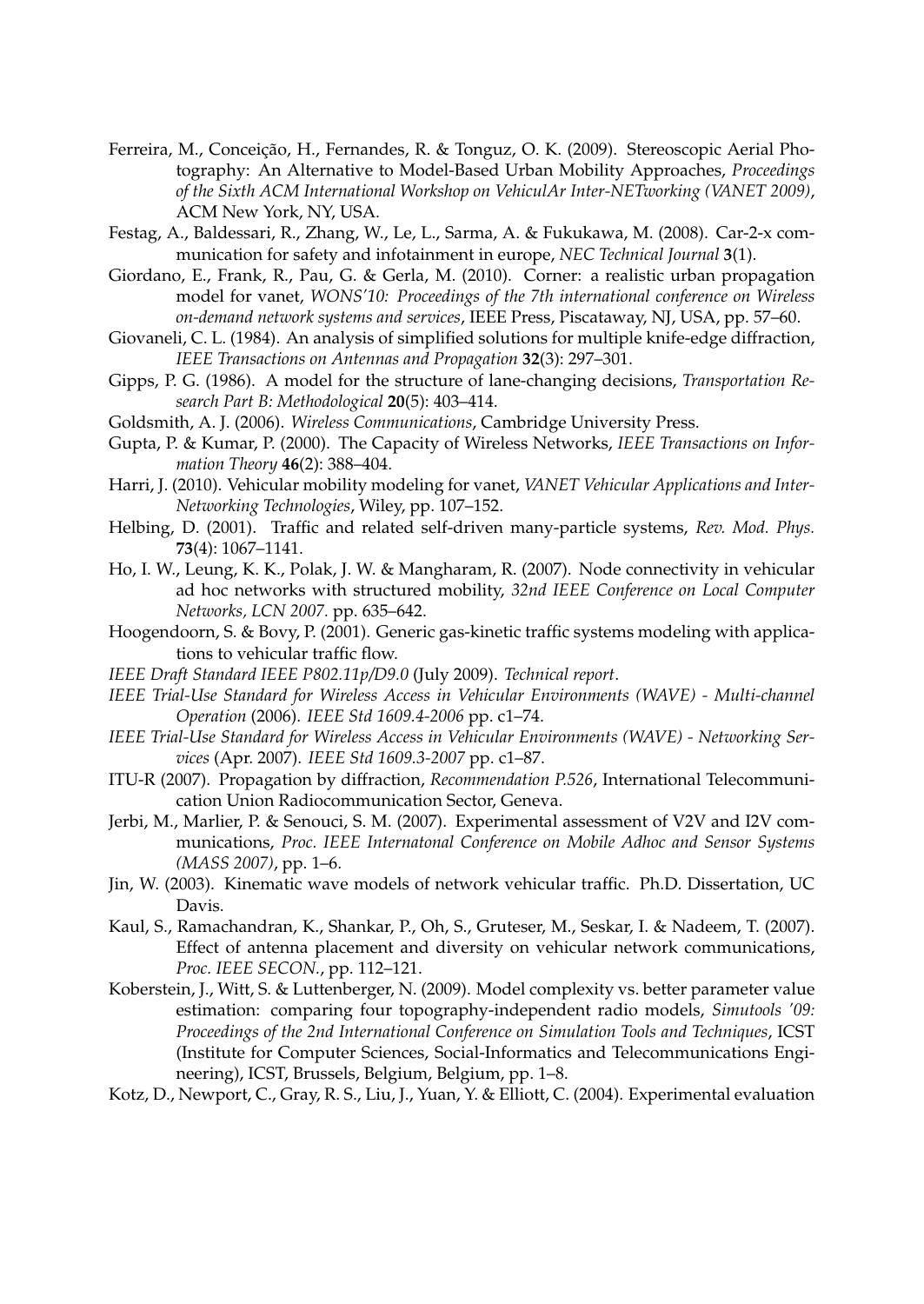Ferreira, M., Conceição, H., Fernandes, R. & Tonguz, O. K. (2009). Stereoscopic Aerial Photography: An Alternative to Model-Based Urban Mobility Approaches, *Proceedings of the Sixth ACM International Workshop on VehiculAr Inter-NETworking (VANET 2009)*, ACM New York, NY, USA.

Festag, A., Baldessari, R., Zhang, W., Le, L., Sarma, A. & Fukukawa, M. (2008). Car-2-x communication for safety and infotainment in europe, *NEC Technical Journal* **3**(1).

Giordano, E., Frank, R., Pau, G. & Gerla, M. (2010). Corner: a realistic urban propagation model for vanet, *WONS'10: Proceedings of the 7th international conference on Wireless on-demand network systems and services*, IEEE Press, Piscataway, NJ, USA, pp. 57–60.

Giovaneli, C. L. (1984). An analysis of simplified solutions for multiple knife-edge diffraction, *IEEE Transactions on Antennas and Propagation* **32**(3): 297–301.

Gipps, P. G. (1986). A model for the structure of lane-changing decisions, *Transportation Research Part B: Methodological* **20**(5): 403–414.

Goldsmith, A. J. (2006). *Wireless Communications*, Cambridge University Press.

Gupta, P. & Kumar, P. (2000). The Capacity of Wireless Networks, *IEEE Transactions on Information Theory* **46**(2): 388–404.

Harri, J. (2010). Vehicular mobility modeling for vanet, *VANET Vehicular Applications and Inter-Networking Technologies*, Wiley, pp. 107–152.

Helbing, D. (2001). Traffic and related self-driven many-particle systems, *Rev. Mod. Phys.* **73**(4): 1067–1141.

Ho, I. W., Leung, K. K., Polak, J. W. & Mangharam, R. (2007). Node connectivity in vehicular ad hoc networks with structured mobility, *32nd IEEE Conference on Local Computer Networks, LCN 2007.* pp. 635–642.

Hoogendoorn, S. & Bovy, P. (2001). Generic gas-kinetic traffic systems modeling with applications to vehicular traffic flow.

*IEEE Draft Standard IEEE P802.11p/D9.0* (July 2009). *Technical report*.

*IEEE Trial-Use Standard for Wireless Access in Vehicular Environments (WAVE) - Multi-channel Operation* (2006). *IEEE Std 1609.4-2006* pp. c1–74.

*IEEE Trial-Use Standard for Wireless Access in Vehicular Environments (WAVE) - Networking Services* (Apr. 2007). *IEEE Std 1609.3-2007* pp. c1–87.

ITU-R (2007). Propagation by diffraction, *Recommendation P.526*, International Telecommunication Union Radiocommunication Sector, Geneva.

Jerbi, M., Marlier, P. & Senouci, S. M. (2007). Experimental assessment of V2V and I2V communications, *Proc. IEEE Internatonal Conference on Mobile Adhoc and Sensor Systems (MASS 2007)*, pp. 1–6.

Jin, W. (2003). Kinematic wave models of network vehicular traffic. Ph.D. Dissertation, UC Davis.

Kaul, S., Ramachandran, K., Shankar, P., Oh, S., Gruteser, M., Seskar, I. & Nadeem, T. (2007). Effect of antenna placement and diversity on vehicular network communications, *Proc. IEEE SECON.*, pp. 112–121.

Koberstein, J., Witt, S. & Luttenberger, N. (2009). Model complexity vs. better parameter value estimation: comparing four topography-independent radio models, *Simutools '09: Proceedings of the 2nd International Conference on Simulation Tools and Techniques*, ICST (Institute for Computer Sciences, Social-Informatics and Telecommunications Engineering), ICST, Brussels, Belgium, Belgium, pp. 1–8.

Kotz, D., Newport, C., Gray, R. S., Liu, J., Yuan, Y. & Elliott, C. (2004). Experimental evaluation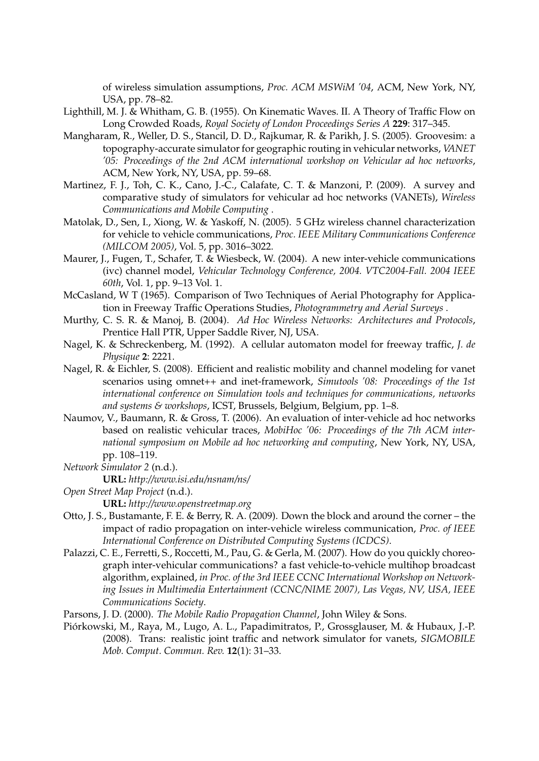of wireless simulation assumptions, *Proc. ACM MSWiM '04*, ACM, New York, NY, USA, pp. 78–82.

Lighthill, M. J. & Whitham, G. B. (1955). On Kinematic Waves. II. A Theory of Traffic Flow on Long Crowded Roads, *Royal Society of London Proceedings Series A* **229**: 317–345.

Mangharam, R., Weller, D. S., Stancil, D. D., Rajkumar, R. & Parikh, J. S. (2005). Groovesim: a topography-accurate simulator for geographic routing in vehicular networks, *VANET '05: Proceedings of the 2nd ACM international workshop on Vehicular ad hoc networks*, ACM, New York, NY, USA, pp. 59–68.

Martinez, F. J., Toh, C. K., Cano, J.-C., Calafate, C. T. & Manzoni, P. (2009). A survey and comparative study of simulators for vehicular ad hoc networks (VANETs), *Wireless Communications and Mobile Computing* .

Matolak, D., Sen, I., Xiong, W. & Yaskoff, N. (2005). 5 GHz wireless channel characterization for vehicle to vehicle communications, *Proc. IEEE Military Communications Conference (MILCOM 2005)*, Vol. 5, pp. 3016–3022.

Maurer, J., Fugen, T., Schafer, T. & Wiesbeck, W. (2004). A new inter-vehicle communications (ivc) channel model, *Vehicular Technology Conference, 2004. VTC2004-Fall. 2004 IEEE 60th*, Vol. 1, pp. 9–13 Vol. 1.

McCasland, W T (1965). Comparison of Two Techniques of Aerial Photography for Application in Freeway Traffic Operations Studies, *Photogrammetry and Aerial Surveys* .

Murthy, C. S. R. & Manoj, B. (2004). *Ad Hoc Wireless Networks: Architectures and Protocols*, Prentice Hall PTR, Upper Saddle River, NJ, USA.

Nagel, K. & Schreckenberg, M. (1992). A cellular automaton model for freeway traffic, *J. de Physique* **2**: 2221.

Nagel, R. & Eichler, S. (2008). Efficient and realistic mobility and channel modeling for vanet scenarios using omnet++ and inet-framework, *Simutools '08: Proceedings of the 1st international conference on Simulation tools and techniques for communications, networks and systems & workshops*, ICST, Brussels, Belgium, Belgium, pp. 1–8.

Naumov, V., Baumann, R. & Gross, T. (2006). An evaluation of inter-vehicle ad hoc networks based on realistic vehicular traces, *MobiHoc '06: Proceedings of the 7th ACM international symposium on Mobile ad hoc networking and computing*, New York, NY, USA, pp. 108–119.

*Network Simulator 2* (n.d.).
**URL:** *http://www.isi.edu/nsnam/ns/*

*Open Street Map Project* (n.d.).
**URL:** *http://www.openstreetmap.org*

Otto, J. S., Bustamante, F. E. & Berry, R. A. (2009). Down the block and around the corner – the impact of radio propagation on inter-vehicle wireless communication, *Proc. of IEEE International Conference on Distributed Computing Systems (ICDCS)*.

Palazzi, C. E., Ferretti, S., Roccetti, M., Pau, G. & Gerla, M. (2007). How do you quickly choreograph inter-vehicular communications? a fast vehicle-to-vehicle multihop broadcast algorithm, explained, *in Proc. of the 3rd IEEE CCNC International Workshop on Networking Issues in Multimedia Entertainment (CCNC/NIME 2007), Las Vegas, NV, USA, IEEE Communications Society*.

Parsons, J. D. (2000). *The Mobile Radio Propagation Channel*, John Wiley & Sons.

Piórkowski, M., Raya, M., Lugo, A. L., Papadimitratos, P., Grossglauser, M. & Hubaux, J.-P. (2008). Trans: realistic joint traffic and network simulator for vanets, *SIGMOBILE Mob. Comput. Commun. Rev.* **12**(1): 31–33.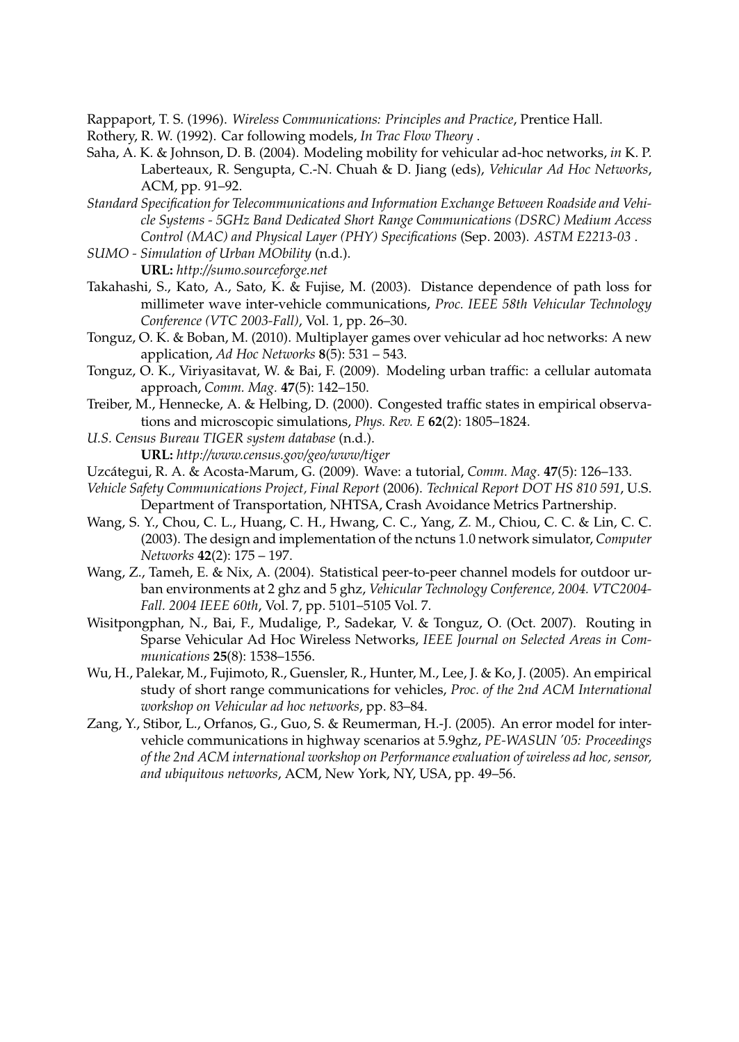Rappaport, T. S. (1996). *Wireless Communications: Principles and Practice*, Prentice Hall.

Rothery, R. W. (1992). Car following models, *In Trac Flow Theory* .

Saha, A. K. & Johnson, D. B. (2004). Modeling mobility for vehicular ad-hoc networks, *in* K. P. Laberteaux, R. Sengupta, C.-N. Chuah & D. Jiang (eds), *Vehicular Ad Hoc Networks*, ACM, pp. 91–92.

*Standard Specification for Telecommunications and Information Exchange Between Roadside and Vehicle Systems - 5GHz Band Dedicated Short Range Communications (DSRC) Medium Access Control (MAC) and Physical Layer (PHY) Specifications* (Sep. 2003). *ASTM E2213-03* .

*SUMO - Simulation of Urban MObility* (n.d.).
**URL:** *http://sumo.sourceforge.net*

Takahashi, S., Kato, A., Sato, K. & Fujise, M. (2003). Distance dependence of path loss for millimeter wave inter-vehicle communications, *Proc. IEEE 58th Vehicular Technology Conference (VTC 2003-Fall)*, Vol. 1, pp. 26–30.

Tonguz, O. K. & Boban, M. (2010). Multiplayer games over vehicular ad hoc networks: A new application, *Ad Hoc Networks* **8**(5): 531 – 543.

Tonguz, O. K., Viriyasitavat, W. & Bai, F. (2009). Modeling urban traffic: a cellular automata approach, *Comm. Mag.* **47**(5): 142–150.

Treiber, M., Hennecke, A. & Helbing, D. (2000). Congested traffic states in empirical observations and microscopic simulations, *Phys. Rev. E* **62**(2): 1805–1824.

*U.S. Census Bureau TIGER system database* (n.d.).
**URL:** *http://www.census.gov/geo/www/tiger*

Uzcátegui, R. A. & Acosta-Marum, G. (2009). Wave: a tutorial, *Comm. Mag.* **47**(5): 126–133.

*Vehicle Safety Communications Project, Final Report* (2006). *Technical Report DOT HS 810 591*, U.S. Department of Transportation, NHTSA, Crash Avoidance Metrics Partnership.

Wang, S. Y., Chou, C. L., Huang, C. H., Hwang, C. C., Yang, Z. M., Chiou, C. C. & Lin, C. C. (2003). The design and implementation of the nctuns 1.0 network simulator, *Computer Networks* **42**(2): 175 – 197.

Wang, Z., Tameh, E. & Nix, A. (2004). Statistical peer-to-peer channel models for outdoor urban environments at 2 ghz and 5 ghz, *Vehicular Technology Conference, 2004. VTC2004-Fall. 2004 IEEE 60th*, Vol. 7, pp. 5101–5105 Vol. 7.

Wisitpongphan, N., Bai, F., Mudalige, P., Sadekar, V. & Tonguz, O. (Oct. 2007). Routing in Sparse Vehicular Ad Hoc Wireless Networks, *IEEE Journal on Selected Areas in Communications* **25**(8): 1538–1556.

Wu, H., Palekar, M., Fujimoto, R., Guensler, R., Hunter, M., Lee, J. & Ko, J. (2005). An empirical study of short range communications for vehicles, *Proc. of the 2nd ACM International workshop on Vehicular ad hoc networks*, pp. 83–84.

Zang, Y., Stibor, L., Orfanos, G., Guo, S. & Reumerman, H.-J. (2005). An error model for inter-vehicle communications in highway scenarios at 5.9ghz, *PE-WASUN '05: Proceedings of the 2nd ACM international workshop on Performance evaluation of wireless ad hoc, sensor, and ubiquitous networks*, ACM, New York, NY, USA, pp. 49–56.